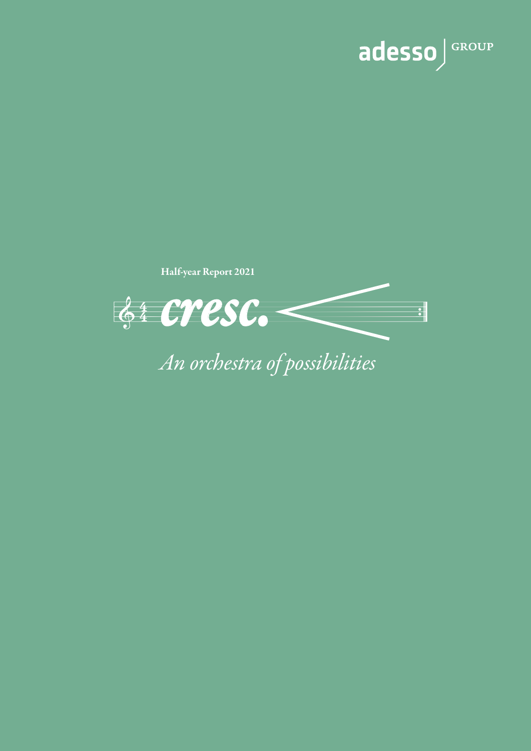adesso GROUP

Half-year Report 2021

# *cresc.*

*An orchestra of possibilities*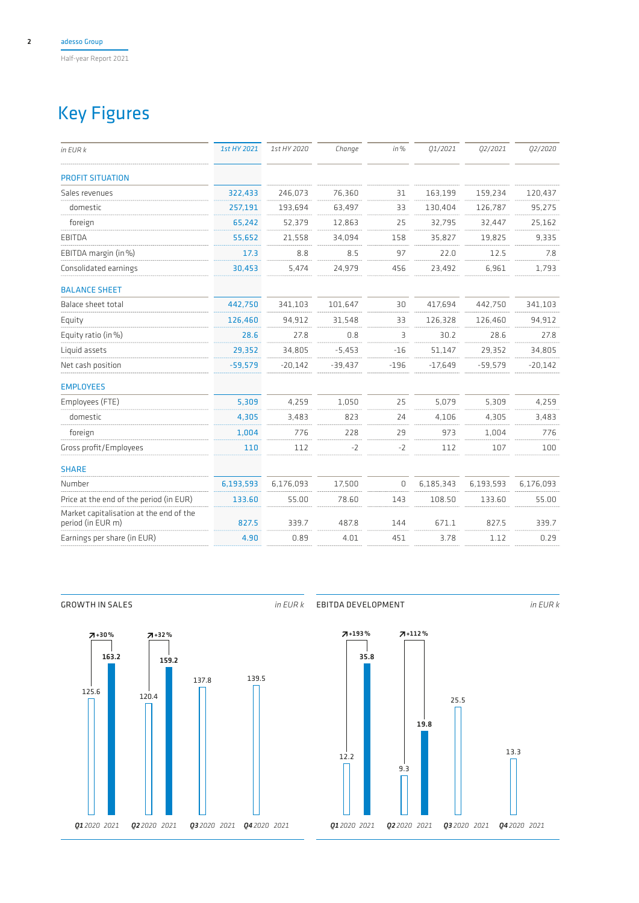# Key Figures

| in EUR k | 1st HY 2021 | 1st HY 2020 | Change | in % | Q1/2021 | Q2/2021 | Q2/2020 |
|---|---|---|---|---|---|---|---|
| **PROFIT SITUATION** | | | | | | | |
| Sales revenues | 322,433 | 246,073 | 76,360 | 31 | 163,199 | 159,234 | 120,437 |
| domestic | 257,191 | 193,694 | 63,497 | 33 | 130,404 | 126,787 | 95,275 |
| foreign | 65,242 | 52,379 | 12,863 | 25 | 32,795 | 32,447 | 25,162 |
| EBITDA | 55,652 | 21,558 | 34,094 | 158 | 35,827 | 19,825 | 9,335 |
| EBITDA margin (in %) | 17.3 | 8.8 | 8.5 | 97 | 22.0 | 12.5 | 7.8 |
| Consolidated earnings | 30,453 | 5,474 | 24,979 | 456 | 23,492 | 6,961 | 1,793 |
| **BALANCE SHEET** | | | | | | | |
| Balace sheet total | 442,750 | 341,103 | 101,647 | 30 | 417,694 | 442,750 | 341,103 |
| Equity | 126,460 | 94,912 | 31,548 | 33 | 126,328 | 126,460 | 94,912 |
| Equity ratio (in %) | 28.6 | 27.8 | 0.8 | 3 | 30.2 | 28.6 | 27.8 |
| Liquid assets | 29,352 | 34,805 | -5,453 | -16 | 51,147 | 29,352 | 34,805 |
| Net cash position | -59,579 | -20,142 | -39,437 | -196 | -17,649 | -59,579 | -20,142 |
| **EMPLOYEES** | | | | | | | |
| Employees (FTE) | 5,309 | 4,259 | 1,050 | 25 | 5,079 | 5,309 | 4,259 |
| domestic | 4,305 | 3,483 | 823 | 24 | 4,106 | 4,305 | 3,483 |
| foreign | 1,004 | 776 | 228 | 29 | 973 | 1,004 | 776 |
| Gross profit/Employees | 110 | 112 | -2 | -2 | 112 | 107 | 100 |
| **SHARE** | | | | | | | |
| Number | 6,193,593 | 6,176,093 | 17,500 | 0 | 6,185,343 | 6,193,593 | 6,176,093 |
| Price at the end of the period (in EUR) | 133.60 | 55.00 | 78.60 | 143 | 108.50 | 133.60 | 55.00 |
| Market capitalisation at the end of the period (in EUR m) | 827.5 | 339.7 | 487.8 | 144 | 671.1 | 827.5 | 339.7 |
| Earnings per share (in EUR) | 4.90 | 0.89 | 4.01 | 451 | 3.78 | 1.12 | 0.29 |

**GROWTH IN SALES** *in EUR k*

| | 2020 | 2021 | Change |
|---|---|---|---|
| Q1 | 125.6 | 163.2 | +30 % |
| Q2 | 120.4 | 159.2 | +32 % |
| Q3 | 137.8 | | |
| Q4 | 139.5 | | |

**EBITDA DEVELOPMENT** *in EUR k*

| | 2020 | 2021 | Change |
|---|---|---|---|
| Q1 | 12.2 | 35.8 | +193 % |
| Q2 | 9.3 | 19.8 | +112 % |
| Q3 | 25.5 | | |
| Q4 | 13.3 | | |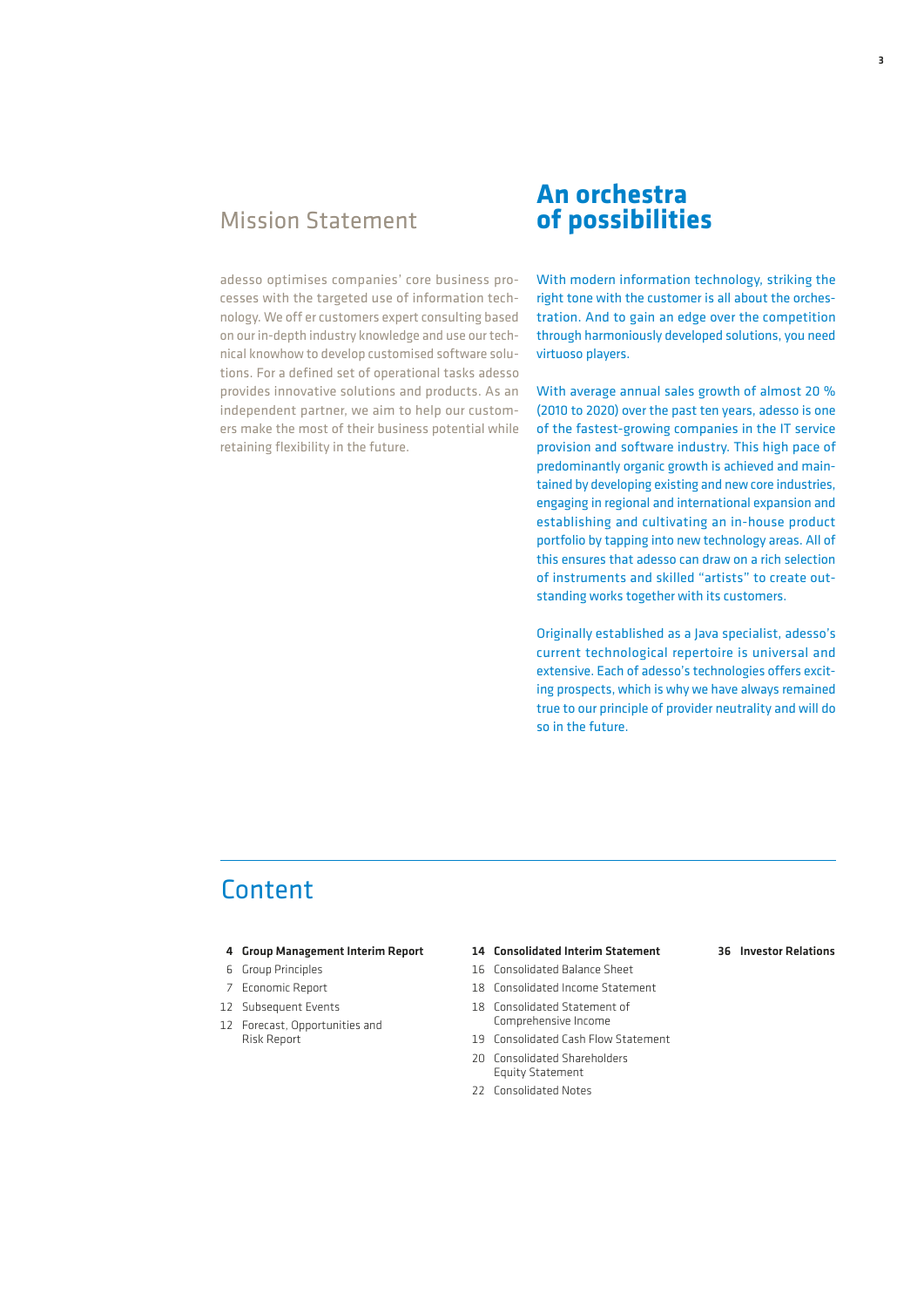## Mission Statement

adesso optimises companies' core business processes with the targeted use of information technology. We off er customers expert consulting based on our in-depth industry knowledge and use our technical knowhow to develop customised software solutions. For a defined set of operational tasks adesso provides innovative solutions and products. As an independent partner, we aim to help our customers make the most of their business potential while retaining flexibility in the future.

# An orchestra of possibilities

With modern information technology, striking the right tone with the customer is all about the orchestration. And to gain an edge over the competition through harmoniously developed solutions, you need virtuoso players.

With average annual sales growth of almost 20 % (2010 to 2020) over the past ten years, adesso is one of the fastest-growing companies in the IT service provision and software industry. This high pace of predominantly organic growth is achieved and maintained by developing existing and new core industries, engaging in regional and international expansion and establishing and cultivating an in-house product portfolio by tapping into new technology areas. All of this ensures that adesso can draw on a rich selection of instruments and skilled "artists" to create outstanding works together with its customers.

Originally established as a Java specialist, adesso's current technological repertoire is universal and extensive. Each of adesso's technologies offers exciting prospects, which is why we have always remained true to our principle of provider neutrality and will do so in the future.

## Content

**4 Group Management Interim Report**
- 6 Group Principles
- 7 Economic Report
- 12 Subsequent Events
- 12 Forecast, Opportunities and Risk Report

**14 Consolidated Interim Statement**
- 16 Consolidated Balance Sheet
- 18 Consolidated Income Statement
- 18 Consolidated Statement of Comprehensive Income
- 19 Consolidated Cash Flow Statement
- 20 Consolidated Shareholders Equity Statement
- 22 Consolidated Notes

**36 Investor Relations**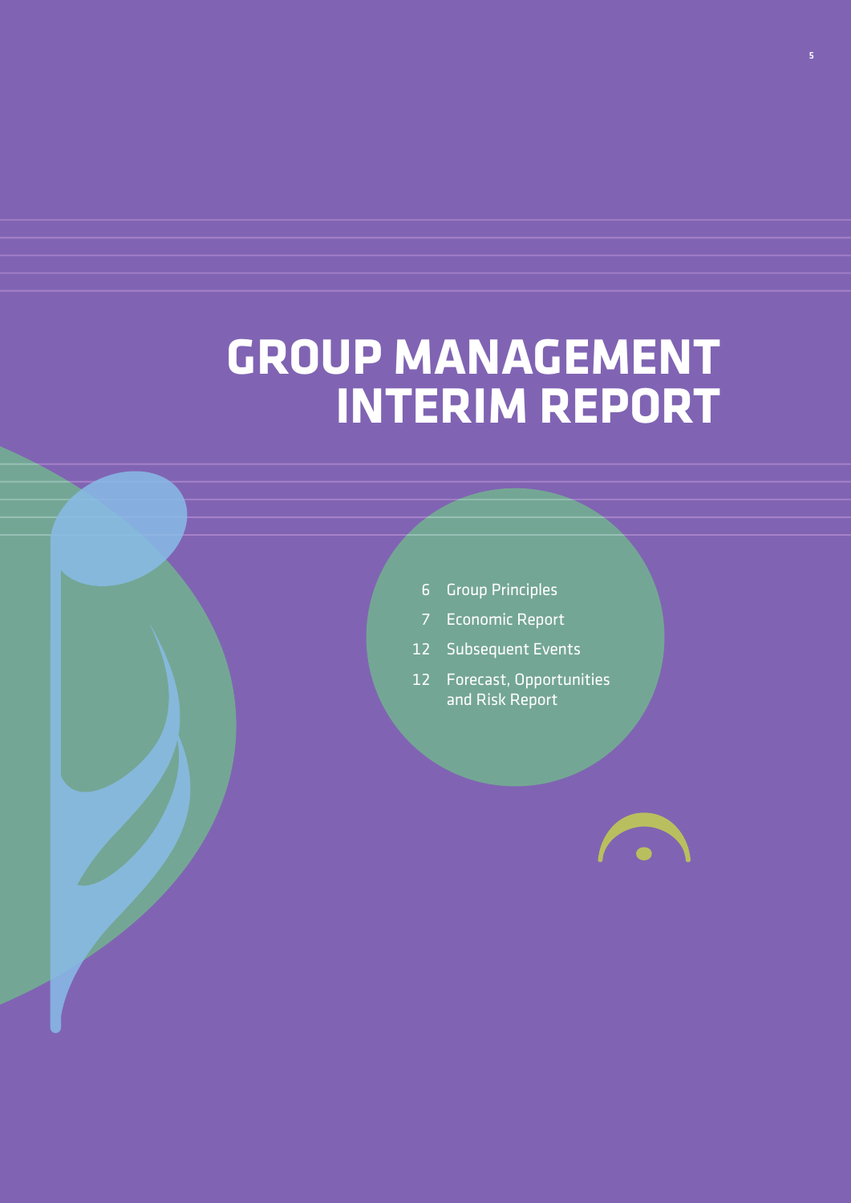# GROUP MANAGEMENT INTERIM REPORT

- 6 Group Principles
- 7 Economic Report
- 12 Subsequent Events
- 12 Forecast, Opportunities and Risk Report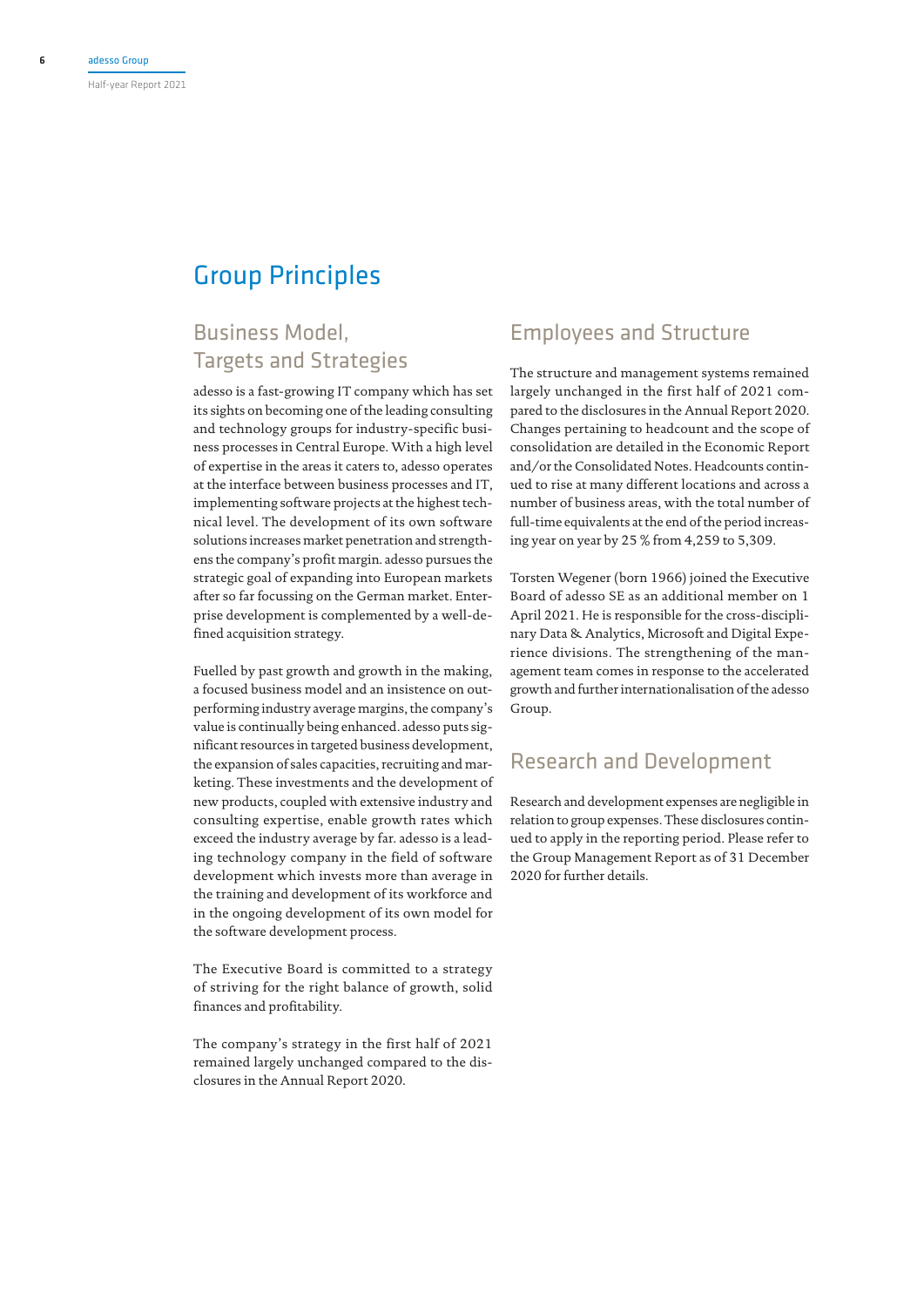# Group Principles

## Business Model, Targets and Strategies

adesso is a fast-growing IT company which has set its sights on becoming one of the leading consulting and technology groups for industry-specific business processes in Central Europe. With a high level of expertise in the areas it caters to, adesso operates at the interface between business processes and IT, implementing software projects at the highest technical level. The development of its own software solutions increases market penetration and strengthens the company's profit margin. adesso pursues the strategic goal of expanding into European markets after so far focussing on the German market. Enterprise development is complemented by a well-defined acquisition strategy.

Fuelled by past growth and growth in the making, a focused business model and an insistence on outperforming industry average margins, the company's value is continually being enhanced. adesso puts significant resources in targeted business development, the expansion of sales capacities, recruiting and marketing. These investments and the development of new products, coupled with extensive industry and consulting expertise, enable growth rates which exceed the industry average by far. adesso is a leading technology company in the field of software development which invests more than average in the training and development of its workforce and in the ongoing development of its own model for the software development process.

The Executive Board is committed to a strategy of striving for the right balance of growth, solid finances and profitability.

The company's strategy in the first half of 2021 remained largely unchanged compared to the disclosures in the Annual Report 2020.

## Employees and Structure

The structure and management systems remained largely unchanged in the first half of 2021 compared to the disclosures in the Annual Report 2020. Changes pertaining to headcount and the scope of consolidation are detailed in the Economic Report and/or the Consolidated Notes. Headcounts continued to rise at many different locations and across a number of business areas, with the total number of full-time equivalents at the end of the period increasing year on year by 25 % from 4,259 to 5,309.

Torsten Wegener (born 1966) joined the Executive Board of adesso SE as an additional member on 1 April 2021. He is responsible for the cross-disciplinary Data & Analytics, Microsoft and Digital Experience divisions. The strengthening of the management team comes in response to the accelerated growth and further internationalisation of the adesso Group.

## Research and Development

Research and development expenses are negligible in relation to group expenses. These disclosures continued to apply in the reporting period. Please refer to the Group Management Report as of 31 December 2020 for further details.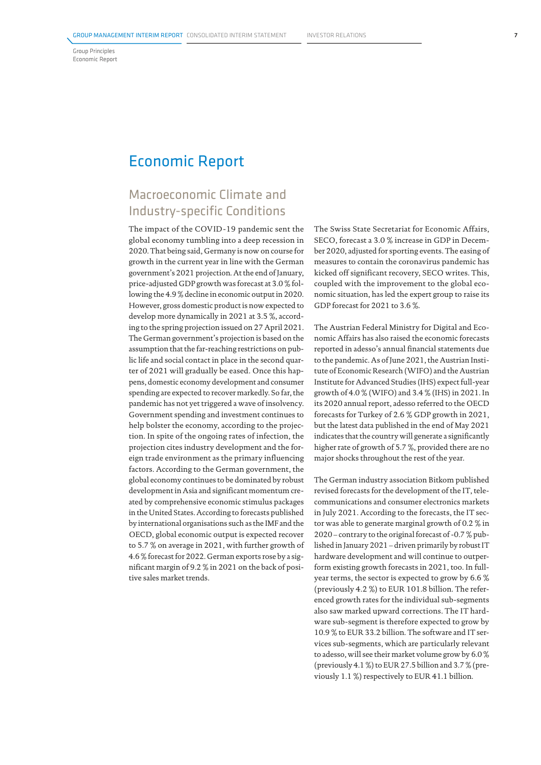# Economic Report

## Macroeconomic Climate and Industry-specific Conditions

The impact of the COVID-19 pandemic sent the global economy tumbling into a deep recession in 2020. That being said, Germany is now on course for growth in the current year in line with the German government's 2021 projection. At the end of January, price-adjusted GDP growth was forecast at 3.0 % following the 4.9 % decline in economic output in 2020. However, gross domestic product is now expected to develop more dynamically in 2021 at 3.5 %, according to the spring projection issued on 27 April 2021. The German government's projection is based on the assumption that the far-reaching restrictions on public life and social contact in place in the second quarter of 2021 will gradually be eased. Once this happens, domestic economy development and consumer spending are expected to recover markedly. So far, the pandemic has not yet triggered a wave of insolvency. Government spending and investment continues to help bolster the economy, according to the projection. In spite of the ongoing rates of infection, the projection cites industry development and the foreign trade environment as the primary influencing factors. According to the German government, the global economy continues to be dominated by robust development in Asia and significant momentum created by comprehensive economic stimulus packages in the United States. According to forecasts published by international organisations such as the IMF and the OECD, global economic output is expected recover to 5.7 % on average in 2021, with further growth of 4.6 % forecast for 2022. German exports rose by a significant margin of 9.2 % in 2021 on the back of positive sales market trends.

The Swiss State Secretariat for Economic Affairs, SECO, forecast a 3.0 % increase in GDP in December 2020, adjusted for sporting events. The easing of measures to contain the coronavirus pandemic has kicked off significant recovery, SECO writes. This, coupled with the improvement to the global economic situation, has led the expert group to raise its GDP forecast for 2021 to 3.6 %.

The Austrian Federal Ministry for Digital and Economic Affairs has also raised the economic forecasts reported in adesso's annual financial statements due to the pandemic. As of June 2021, the Austrian Institute of Economic Research (WIFO) and the Austrian Institute for Advanced Studies (IHS) expect full-year growth of 4.0 % (WIFO) and 3.4 % (IHS) in 2021. In its 2020 annual report, adesso referred to the OECD forecasts for Turkey of 2.6 % GDP growth in 2021, but the latest data published in the end of May 2021 indicates that the country will generate a significantly higher rate of growth of 5.7 %, provided there are no major shocks throughout the rest of the year.

The German industry association Bitkom published revised forecasts for the development of the IT, telecommunications and consumer electronics markets in July 2021. According to the forecasts, the IT sector was able to generate marginal growth of 0.2 % in 2020 – contrary to the original forecast of -0.7 % published in January 2021 – driven primarily by robust IT hardware development and will continue to outperform existing growth forecasts in 2021, too. In full-year terms, the sector is expected to grow by 6.6 % (previously 4.2 %) to EUR 101.8 billion. The referenced growth rates for the individual sub-segments also saw marked upward corrections. The IT hardware sub-segment is therefore expected to grow by 10.9 % to EUR 33.2 billion. The software and IT services sub-segments, which are particularly relevant to adesso, will see their market volume grow by 6.0 % (previously 4.1 %) to EUR 27.5 billion and 3.7 % (previously 1.1 %) respectively to EUR 41.1 billion.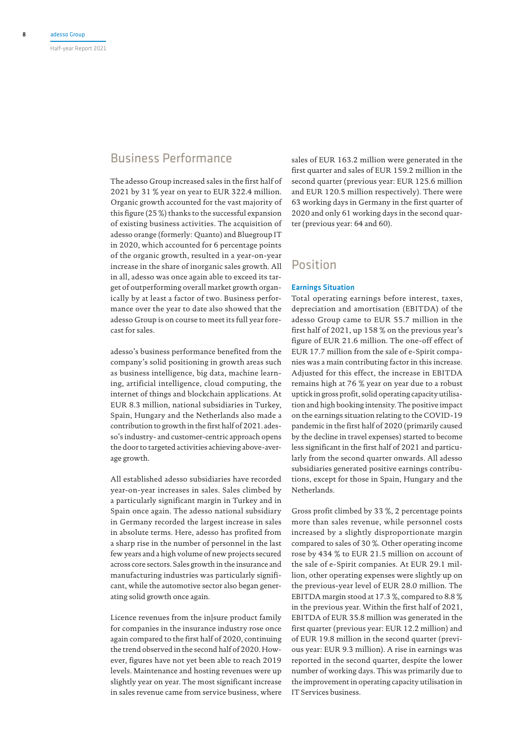## Business Performance

The adesso Group increased sales in the first half of 2021 by 31 % year on year to EUR 322.4 million. Organic growth accounted for the vast majority of this figure (25 %) thanks to the successful expansion of existing business activities. The acquisition of adesso orange (formerly: Quanto) and Bluegroup IT in 2020, which accounted for 6 percentage points of the organic growth, resulted in a year-on-year increase in the share of inorganic sales growth. All in all, adesso was once again able to exceed its target of outperforming overall market growth organically by at least a factor of two. Business performance over the year to date also showed that the adesso Group is on course to meet its full year forecast for sales.

adesso's business performance benefited from the company's solid positioning in growth areas such as business intelligence, big data, machine learning, artificial intelligence, cloud computing, the internet of things and blockchain applications. At EUR 8.3 million, national subsidiaries in Turkey, Spain, Hungary and the Netherlands also made a contribution to growth in the first half of 2021. adesso's industry- and customer-centric approach opens the door to targeted activities achieving above-average growth.

All established adesso subsidiaries have recorded year-on-year increases in sales. Sales climbed by a particularly significant margin in Turkey and in Spain once again. The adesso national subsidiary in Germany recorded the largest increase in sales in absolute terms. Here, adesso has profited from a sharp rise in the number of personnel in the last few years and a high volume of new projects secured across core sectors. Sales growth in the insurance and manufacturing industries was particularly significant, while the automotive sector also began generating solid growth once again.

Licence revenues from the in|sure product family for companies in the insurance industry rose once again compared to the first half of 2020, continuing the trend observed in the second half of 2020. However, figures have not yet been able to reach 2019 levels. Maintenance and hosting revenues were up slightly year on year. The most significant increase in sales revenue came from service business, where sales of EUR 163.2 million were generated in the first quarter and sales of EUR 159.2 million in the second quarter (previous year: EUR 125.6 million and EUR 120.5 million respectively). There were 63 working days in Germany in the first quarter of 2020 and only 61 working days in the second quarter (previous year: 64 and 60).

## Position

### Earnings Situation

Total operating earnings before interest, taxes, depreciation and amortisation (EBITDA) of the adesso Group came to EUR 55.7 million in the first half of 2021, up 158 % on the previous year's figure of EUR 21.6 million. The one-off effect of EUR 17.7 million from the sale of e-Spirit companies was a main contributing factor in this increase. Adjusted for this effect, the increase in EBITDA remains high at 76 % year on year due to a robust uptick in gross profit, solid operating capacity utilisation and high booking intensity. The positive impact on the earnings situation relating to the COVID-19 pandemic in the first half of 2020 (primarily caused by the decline in travel expenses) started to become less significant in the first half of 2021 and particularly from the second quarter onwards. All adesso subsidiaries generated positive earnings contributions, except for those in Spain, Hungary and the Netherlands.

Gross profit climbed by 33 %, 2 percentage points more than sales revenue, while personnel costs increased by a slightly disproportionate margin compared to sales of 30 %. Other operating income rose by 434 % to EUR 21.5 million on account of the sale of e-Spirit companies. At EUR 29.1 million, other operating expenses were slightly up on the previous-year level of EUR 28.0 million. The EBITDA margin stood at 17.3 %, compared to 8.8 % in the previous year. Within the first half of 2021, EBITDA of EUR 35.8 million was generated in the first quarter (previous year: EUR 12.2 million) and of EUR 19.8 million in the second quarter (previous year: EUR 9.3 million). A rise in earnings was reported in the second quarter, despite the lower number of working days. This was primarily due to the improvement in operating capacity utilisation in IT Services business.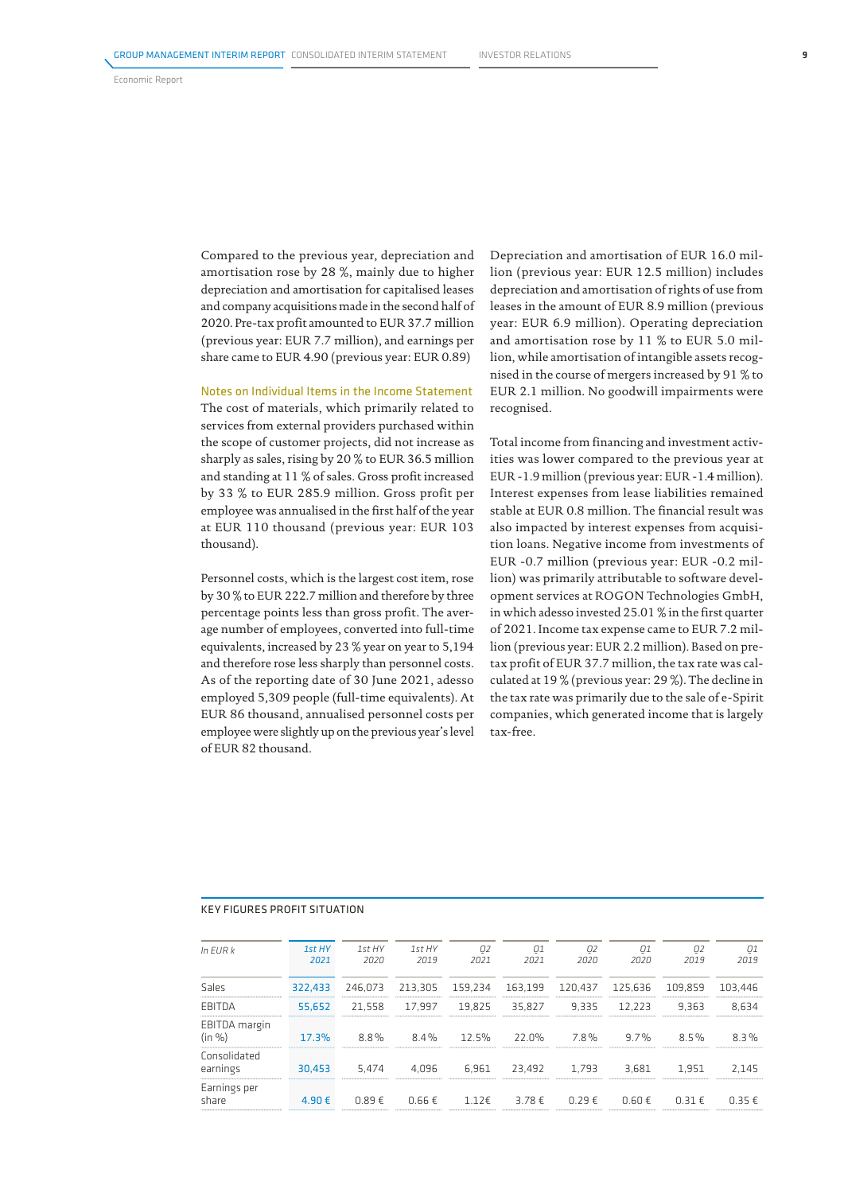Compared to the previous year, depreciation and amortisation rose by 28 %, mainly due to higher depreciation and amortisation for capitalised leases and company acquisitions made in the second half of 2020. Pre-tax profit amounted to EUR 37.7 million (previous year: EUR 7.7 million), and earnings per share came to EUR 4.90 (previous year: EUR 0.89)

### Notes on Individual Items in the Income Statement

The cost of materials, which primarily related to services from external providers purchased within the scope of customer projects, did not increase as sharply as sales, rising by 20 % to EUR 36.5 million and standing at 11 % of sales. Gross profit increased by 33 % to EUR 285.9 million. Gross profit per employee was annualised in the first half of the year at EUR 110 thousand (previous year: EUR 103 thousand).

Personnel costs, which is the largest cost item, rose by 30 % to EUR 222.7 million and therefore by three percentage points less than gross profit. The average number of employees, converted into full-time equivalents, increased by 23 % year on year to 5,194 and therefore rose less sharply than personnel costs. As of the reporting date of 30 June 2021, adesso employed 5,309 people (full-time equivalents). At EUR 86 thousand, annualised personnel costs per employee were slightly up on the previous year's level of EUR 82 thousand.

Depreciation and amortisation of EUR 16.0 million (previous year: EUR 12.5 million) includes depreciation and amortisation of rights of use from leases in the amount of EUR 8.9 million (previous year: EUR 6.9 million). Operating depreciation and amortisation rose by 11 % to EUR 5.0 million, while amortisation of intangible assets recognised in the course of mergers increased by 91 % to EUR 2.1 million. No goodwill impairments were recognised.

Total income from financing and investment activities was lower compared to the previous year at EUR -1.9 million (previous year: EUR -1.4 million). Interest expenses from lease liabilities remained stable at EUR 0.8 million. The financial result was also impacted by interest expenses from acquisition loans. Negative income from investments of EUR -0.7 million (previous year: EUR -0.2 million) was primarily attributable to software development services at ROGON Technologies GmbH, in which adesso invested 25.01 % in the first quarter of 2021. Income tax expense came to EUR 7.2 million (previous year: EUR 2.2 million). Based on pre-tax profit of EUR 37.7 million, the tax rate was calculated at 19 % (previous year: 29 %). The decline in the tax rate was primarily due to the sale of e-Spirit companies, which generated income that is largely tax-free.

### KEY FIGURES PROFIT SITUATION

| In EUR k | 1st HY 2021 | 1st HY 2020 | 1st HY 2019 | Q2 2021 | Q1 2021 | Q2 2020 | Q1 2020 | Q2 2019 | Q1 2019 |
|---|---|---|---|---|---|---|---|---|---|
| Sales | 322,433 | 246,073 | 213,305 | 159,234 | 163,199 | 120,437 | 125,636 | 109,859 | 103,446 |
| EBITDA | 55,652 | 21,558 | 17,997 | 19,825 | 35,827 | 9,335 | 12,223 | 9,363 | 8,634 |
| EBITDA margin (in %) | 17.3% | 8.8% | 8.4% | 12.5% | 22.0% | 7.8% | 9.7% | 8.5% | 8.3% |
| Consolidated earnings | 30,453 | 5,474 | 4,096 | 6,961 | 23,492 | 1,793 | 3,681 | 1,951 | 2,145 |
| Earnings per share | 4.90 € | 0.89 € | 0.66 € | 1.12€ | 3.78 € | 0.29 € | 0.60 € | 0.31 € | 0.35 € |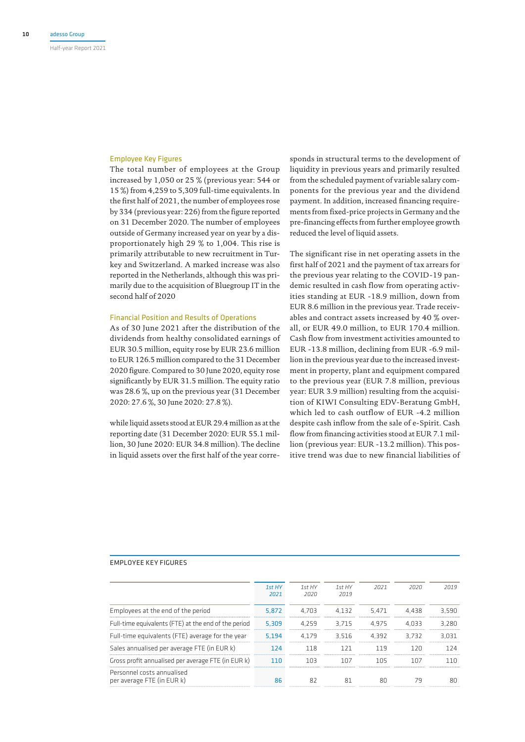### Employee Key Figures

The total number of employees at the Group increased by 1,050 or 25 % (previous year: 544 or 15 %) from 4,259 to 5,309 full-time equivalents. In the first half of 2021, the number of employees rose by 334 (previous year: 226) from the figure reported on 31 December 2020. The number of employees outside of Germany increased year on year by a disproportionately high 29 % to 1,004. This rise is primarily attributable to new recruitment in Turkey and Switzerland. A marked increase was also reported in the Netherlands, although this was primarily due to the acquisition of Bluegroup IT in the second half of 2020

### Financial Position and Results of Operations

As of 30 June 2021 after the distribution of the dividends from healthy consolidated earnings of EUR 30.5 million, equity rose by EUR 23.6 million to EUR 126.5 million compared to the 31 December 2020 figure. Compared to 30 June 2020, equity rose significantly by EUR 31.5 million. The equity ratio was 28.6 %, up on the previous year (31 December 2020: 27.6 %, 30 June 2020: 27.8 %).

while liquid assets stood at EUR 29.4 million as at the reporting date (31 December 2020: EUR 55.1 million, 30 June 2020: EUR 34.8 million). The decline in liquid assets over the first half of the year corresponds in structural terms to the development of liquidity in previous years and primarily resulted from the scheduled payment of variable salary components for the previous year and the dividend payment. In addition, increased financing requirements from fixed-price projects in Germany and the pre-financing effects from further employee growth reduced the level of liquid assets.

The significant rise in net operating assets in the first half of 2021 and the payment of tax arrears for the previous year relating to the COVID-19 pandemic resulted in cash flow from operating activities standing at EUR -18.9 million, down from EUR 8.6 million in the previous year. Trade receivables and contract assets increased by 40 % overall, or EUR 49.0 million, to EUR 170.4 million. Cash flow from investment activities amounted to EUR -13.8 million, declining from EUR -6.9 million in the previous year due to the increased investment in property, plant and equipment compared to the previous year (EUR 7.8 million, previous year: EUR 3.9 million) resulting from the acquisition of KIWI Consulting EDV-Beratung GmbH, which led to cash outflow of EUR -4.2 million despite cash inflow from the sale of e-Spirit. Cash flow from financing activities stood at EUR 7.1 million (previous year: EUR -13.2 million). This positive trend was due to new financial liabilities of

EMPLOYEE KEY FIGURES

| | 1st HY 2021 | 1st HY 2020 | 1st HY 2019 | 2021 | 2020 | 2019 |
|---|---|---|---|---|---|---|
| Employees at the end of the period | 5,872 | 4,703 | 4,132 | 5,471 | 4,438 | 3,590 |
| Full-time equivalents (FTE) at the end of the period | 5,309 | 4,259 | 3,715 | 4,975 | 4,033 | 3,280 |
| Full-time equivalents (FTE) average for the year | 5,194 | 4,179 | 3,516 | 4,392 | 3,732 | 3,031 |
| Sales annualised per average FTE (in EUR k) | 124 | 118 | 121 | 119 | 120 | 124 |
| Gross profit annualised per average FTE (in EUR k) | 110 | 103 | 107 | 105 | 107 | 110 |
| Personnel costs annualised per average FTE (in EUR k) | 86 | 82 | 81 | 80 | 79 | 80 |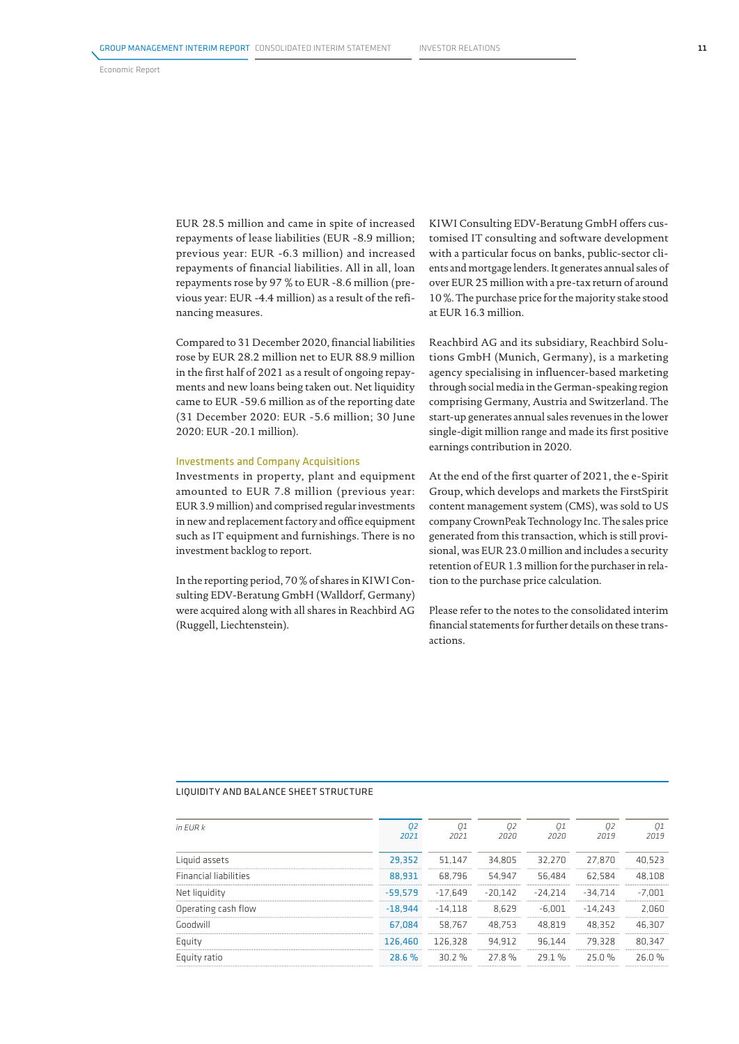EUR 28.5 million and came in spite of increased repayments of lease liabilities (EUR -8.9 million; previous year: EUR -6.3 million) and increased repayments of financial liabilities. All in all, loan repayments rose by 97 % to EUR -8.6 million (previous year: EUR -4.4 million) as a result of the refinancing measures.

Compared to 31 December 2020, financial liabilities rose by EUR 28.2 million net to EUR 88.9 million in the first half of 2021 as a result of ongoing repayments and new loans being taken out. Net liquidity came to EUR -59.6 million as of the reporting date (31 December 2020: EUR -5.6 million; 30 June 2020: EUR -20.1 million).

### Investments and Company Acquisitions

Investments in property, plant and equipment amounted to EUR 7.8 million (previous year: EUR 3.9 million) and comprised regular investments in new and replacement factory and office equipment such as IT equipment and furnishings. There is no investment backlog to report.

In the reporting period, 70 % of shares in KIWI Consulting EDV-Beratung GmbH (Walldorf, Germany) were acquired along with all shares in Reachbird AG (Ruggell, Liechtenstein).

KIWI Consulting EDV-Beratung GmbH offers customised IT consulting and software development with a particular focus on banks, public-sector clients and mortgage lenders. It generates annual sales of over EUR 25 million with a pre-tax return of around 10 %. The purchase price for the majority stake stood at EUR 16.3 million.

Reachbird AG and its subsidiary, Reachbird Solutions GmbH (Munich, Germany), is a marketing agency specialising in influencer-based marketing through social media in the German-speaking region comprising Germany, Austria and Switzerland. The start-up generates annual sales revenues in the lower single-digit million range and made its first positive earnings contribution in 2020.

At the end of the first quarter of 2021, the e-Spirit Group, which develops and markets the FirstSpirit content management system (CMS), was sold to US company CrownPeak Technology Inc. The sales price generated from this transaction, which is still provisional, was EUR 23.0 million and includes a security retention of EUR 1.3 million for the purchaser in relation to the purchase price calculation.

Please refer to the notes to the consolidated interim financial statements for further details on these transactions.

LIQUIDITY AND BALANCE SHEET STRUCTURE

| in EUR k | Q2 2021 | Q1 2021 | Q2 2020 | Q1 2020 | Q2 2019 | Q1 2019 |
|---|---|---|---|---|---|---|
| Liquid assets | 29,352 | 51,147 | 34,805 | 32,270 | 27,870 | 40,523 |
| Financial liabilities | 88,931 | 68,796 | 54,947 | 56,484 | 62,584 | 48,108 |
| Net liquidity | -59,579 | -17,649 | -20,142 | -24,214 | -34,714 | -7,001 |
| Operating cash flow | -18,944 | -14,118 | 8,629 | -6,001 | -14,243 | 2,060 |
| Goodwill | 67,084 | 58,767 | 48,753 | 48,819 | 48,352 | 46,307 |
| Equity | 126,460 | 126,328 | 94,912 | 96,144 | 79,328 | 80,347 |
| Equity ratio | 28.6 % | 30.2 % | 27.8 % | 29.1 % | 25.0 % | 26.0 % |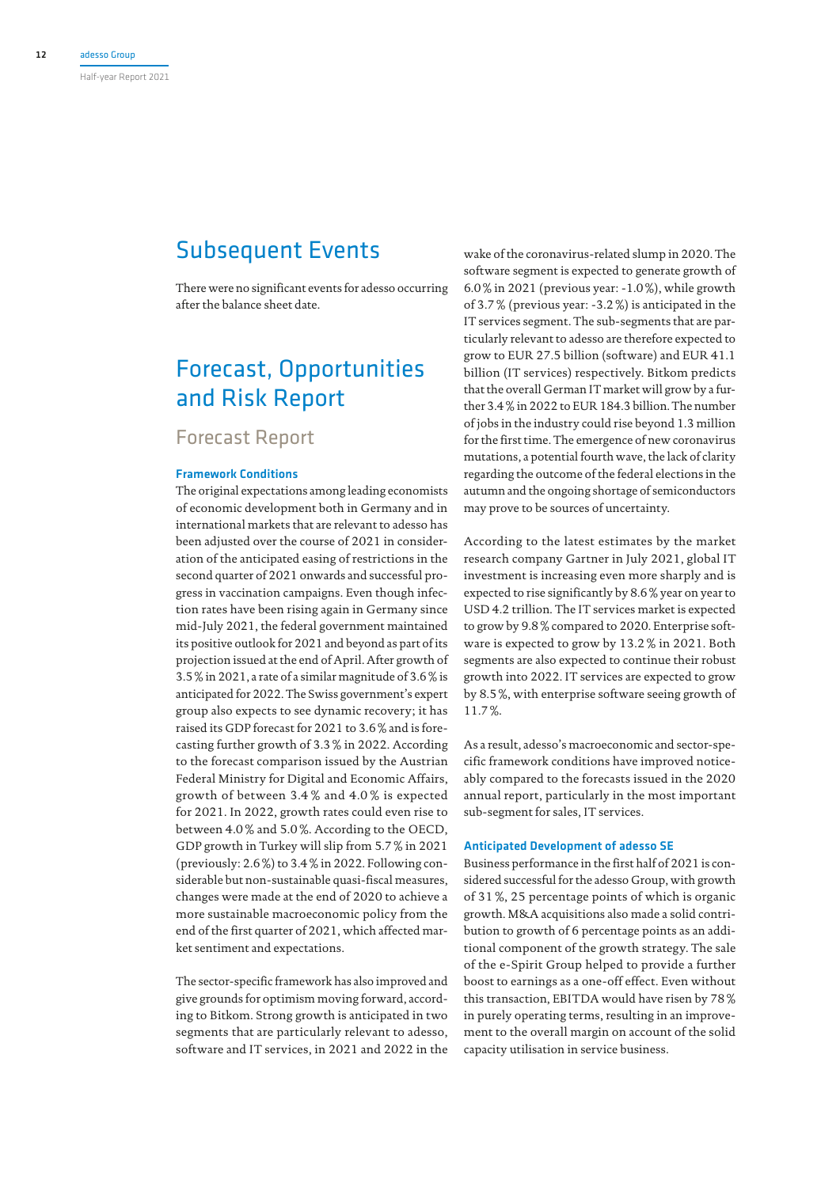# Subsequent Events

There were no significant events for adesso occurring after the balance sheet date.

# Forecast, Opportunities and Risk Report

## Forecast Report

### Framework Conditions

The original expectations among leading economists of economic development both in Germany and in international markets that are relevant to adesso has been adjusted over the course of 2021 in consideration of the anticipated easing of restrictions in the second quarter of 2021 onwards and successful progress in vaccination campaigns. Even though infection rates have been rising again in Germany since mid-July 2021, the federal government maintained its positive outlook for 2021 and beyond as part of its projection issued at the end of April. After growth of 3.5 % in 2021, a rate of a similar magnitude of 3.6 % is anticipated for 2022. The Swiss government's expert group also expects to see dynamic recovery; it has raised its GDP forecast for 2021 to 3.6 % and is forecasting further growth of 3.3 % in 2022. According to the forecast comparison issued by the Austrian Federal Ministry for Digital and Economic Affairs, growth of between 3.4 % and 4.0 % is expected for 2021. In 2022, growth rates could even rise to between 4.0 % and 5.0 %. According to the OECD, GDP growth in Turkey will slip from 5.7 % in 2021 (previously: 2.6 %) to 3.4 % in 2022. Following considerable but non-sustainable quasi-fiscal measures, changes were made at the end of 2020 to achieve a more sustainable macroeconomic policy from the end of the first quarter of 2021, which affected market sentiment and expectations.

The sector-specific framework has also improved and give grounds for optimism moving forward, according to Bitkom. Strong growth is anticipated in two segments that are particularly relevant to adesso, software and IT services, in 2021 and 2022 in the wake of the coronavirus-related slump in 2020. The software segment is expected to generate growth of 6.0 % in 2021 (previous year: -1.0 %), while growth of 3.7 % (previous year: -3.2 %) is anticipated in the IT services segment. The sub-segments that are particularly relevant to adesso are therefore expected to grow to EUR 27.5 billion (software) and EUR 41.1 billion (IT services) respectively. Bitkom predicts that the overall German IT market will grow by a further 3.4 % in 2022 to EUR 184.3 billion. The number of jobs in the industry could rise beyond 1.3 million for the first time. The emergence of new coronavirus mutations, a potential fourth wave, the lack of clarity regarding the outcome of the federal elections in the autumn and the ongoing shortage of semiconductors may prove to be sources of uncertainty.

According to the latest estimates by the market research company Gartner in July 2021, global IT investment is increasing even more sharply and is expected to rise significantly by 8.6 % year on year to USD 4.2 trillion. The IT services market is expected to grow by 9.8 % compared to 2020. Enterprise software is expected to grow by 13.2 % in 2021. Both segments are also expected to continue their robust growth into 2022. IT services are expected to grow by 8.5 %, with enterprise software seeing growth of 11.7 %.

As a result, adesso's macroeconomic and sector-specific framework conditions have improved noticeably compared to the forecasts issued in the 2020 annual report, particularly in the most important sub-segment for sales, IT services.

### Anticipated Development of adesso SE

Business performance in the first half of 2021 is considered successful for the adesso Group, with growth of 31 %, 25 percentage points of which is organic growth. M&A acquisitions also made a solid contribution to growth of 6 percentage points as an additional component of the growth strategy. The sale of the e-Spirit Group helped to provide a further boost to earnings as a one-off effect. Even without this transaction, EBITDA would have risen by 78 % in purely operating terms, resulting in an improvement to the overall margin on account of the solid capacity utilisation in service business.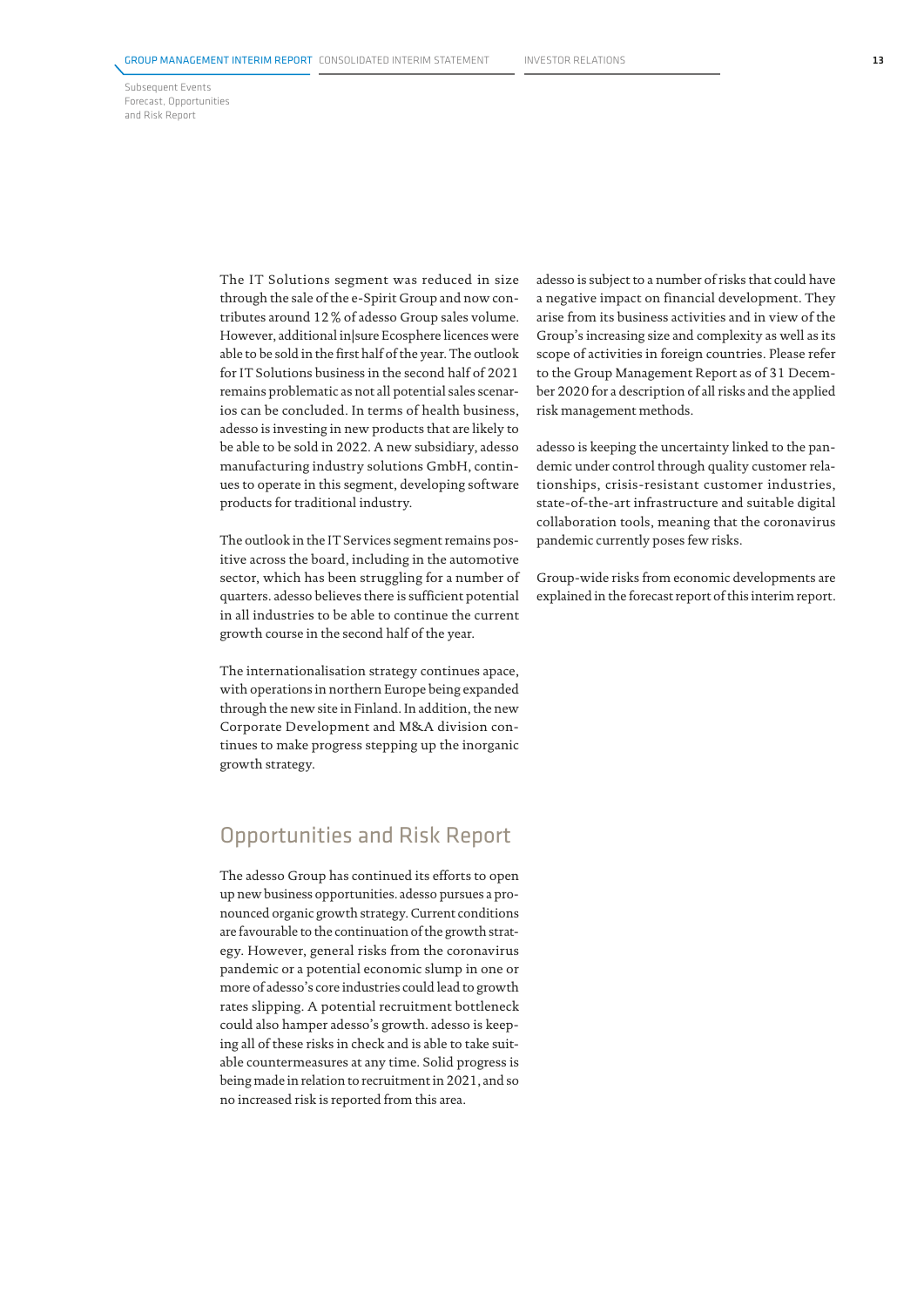The IT Solutions segment was reduced in size through the sale of the e-Spirit Group and now contributes around 12 % of adesso Group sales volume. However, additional in|sure Ecosphere licences were able to be sold in the first half of the year. The outlook for IT Solutions business in the second half of 2021 remains problematic as not all potential sales scenarios can be concluded. In terms of health business, adesso is investing in new products that are likely to be able to be sold in 2022. A new subsidiary, adesso manufacturing industry solutions GmbH, continues to operate in this segment, developing software products for traditional industry.

The outlook in the IT Services segment remains positive across the board, including in the automotive sector, which has been struggling for a number of quarters. adesso believes there is sufficient potential in all industries to be able to continue the current growth course in the second half of the year.

The internationalisation strategy continues apace, with operations in northern Europe being expanded through the new site in Finland. In addition, the new Corporate Development and M&A division continues to make progress stepping up the inorganic growth strategy.

## Opportunities and Risk Report

The adesso Group has continued its efforts to open up new business opportunities. adesso pursues a pronounced organic growth strategy. Current conditions are favourable to the continuation of the growth strategy. However, general risks from the coronavirus pandemic or a potential economic slump in one or more of adesso's core industries could lead to growth rates slipping. A potential recruitment bottleneck could also hamper adesso's growth. adesso is keeping all of these risks in check and is able to take suitable countermeasures at any time. Solid progress is being made in relation to recruitment in 2021, and so no increased risk is reported from this area.

adesso is subject to a number of risks that could have a negative impact on financial development. They arise from its business activities and in view of the Group's increasing size and complexity as well as its scope of activities in foreign countries. Please refer to the Group Management Report as of 31 December 2020 for a description of all risks and the applied risk management methods.

adesso is keeping the uncertainty linked to the pandemic under control through quality customer relationships, crisis-resistant customer industries, state-of-the-art infrastructure and suitable digital collaboration tools, meaning that the coronavirus pandemic currently poses few risks.

Group-wide risks from economic developments are explained in the forecast report of this interim report.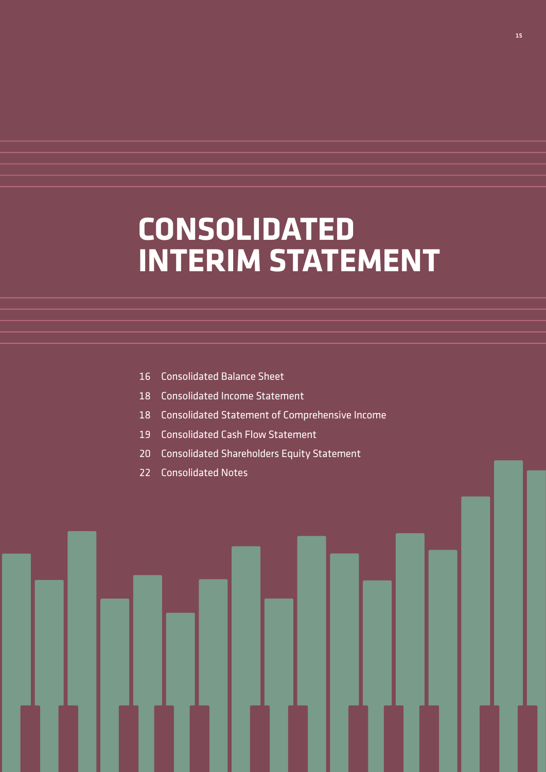# CONSOLIDATED INTERIM STATEMENT

- 16 Consolidated Balance Sheet
- 18 Consolidated Income Statement
- 18 Consolidated Statement of Comprehensive Income
- 19 Consolidated Cash Flow Statement
- 20 Consolidated Shareholders Equity Statement
- 22 Consolidated Notes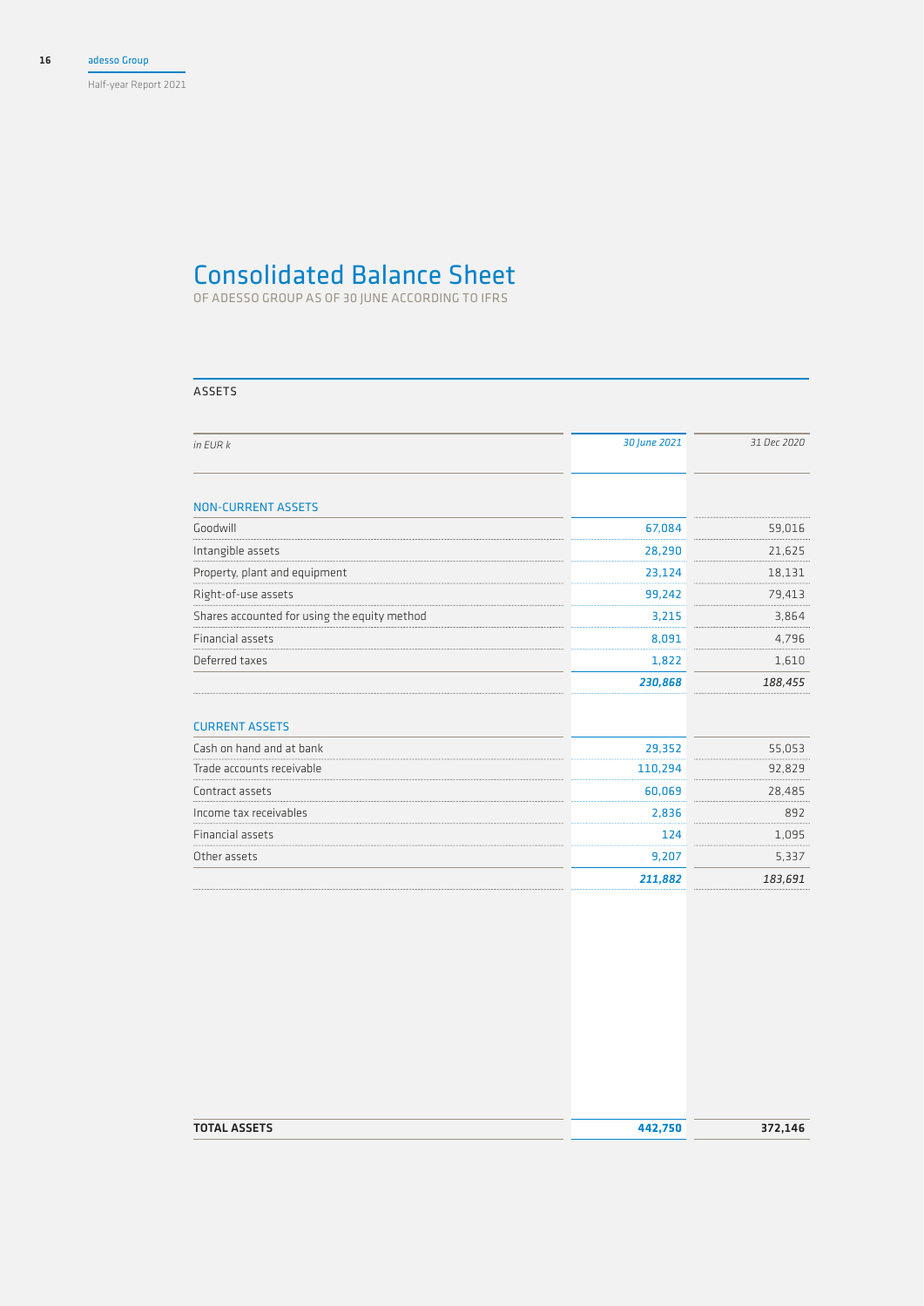# Consolidated Balance Sheet

OF ADESSO GROUP AS OF 30 JUNE ACCORDING TO IFRS

## ASSETS

| *in EUR k* | *30 June 2021* | *31 Dec 2020* |
|---|---|---|
| **NON-CURRENT ASSETS** | | |
| Goodwill | 67,084 | 59,016 |
| Intangible assets | 28,290 | 21,625 |
| Property, plant and equipment | 23,124 | 18,131 |
| Right-of-use assets | 99,242 | 79,413 |
| Shares accounted for using the equity method | 3,215 | 3,864 |
| Financial assets | 8,091 | 4,796 |
| Deferred taxes | 1,822 | 1,610 |
| | ***230,868*** | ***188,455*** |
| **CURRENT ASSETS** | | |
| Cash on hand and at bank | 29,352 | 55,053 |
| Trade accounts receivable | 110,294 | 92,829 |
| Contract assets | 60,069 | 28,485 |
| Income tax receivables | 2,836 | 892 |
| Financial assets | 124 | 1,095 |
| Other assets | 9,207 | 5,337 |
| | ***211,882*** | ***183,691*** |
| **TOTAL ASSETS** | **442,750** | **372,146** |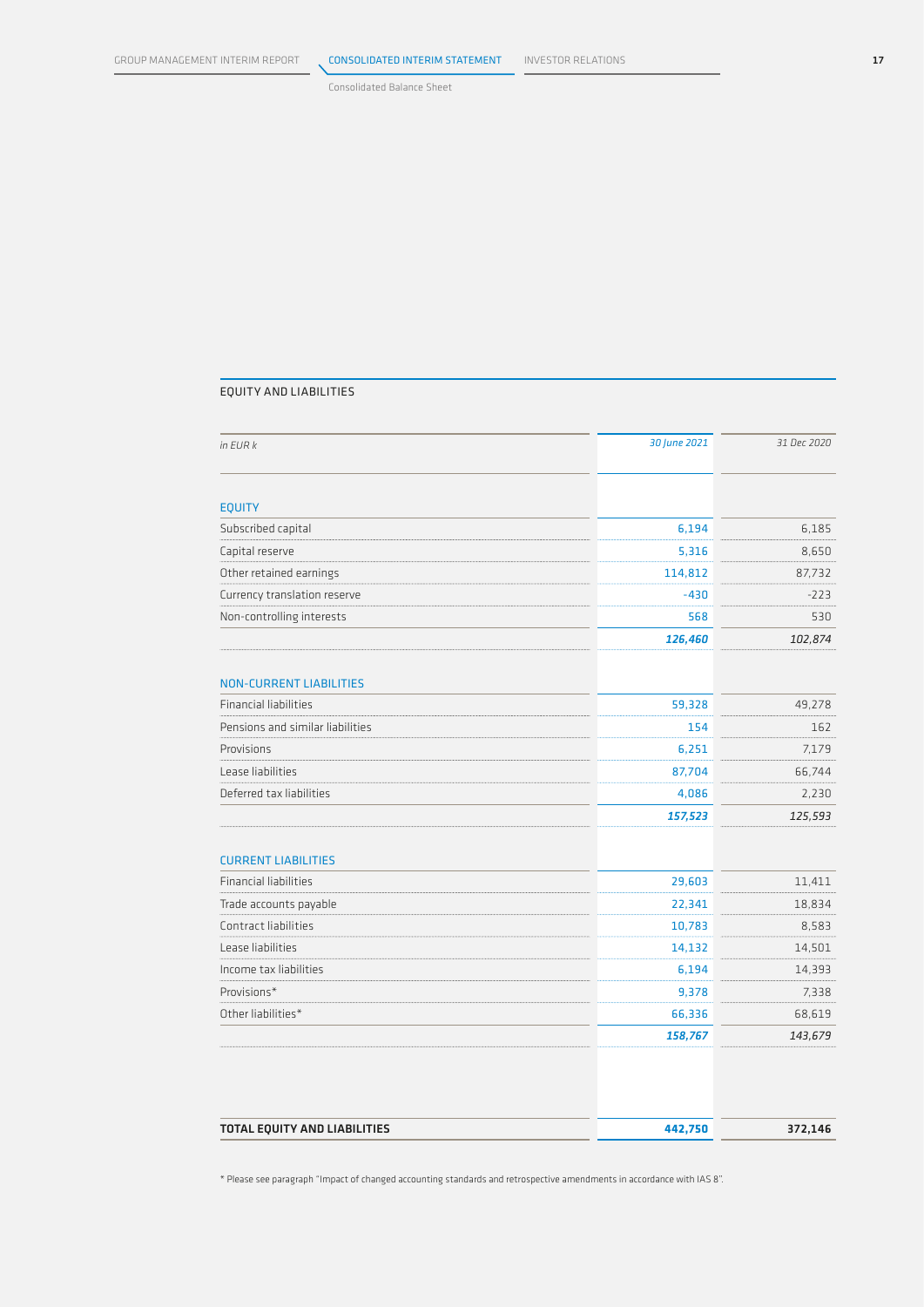Consolidated Balance Sheet

## EQUITY AND LIABILITIES

| in EUR k | *30 June 2021* | *31 Dec 2020* |
|---|---|---|
| **EQUITY** | | |
| Subscribed capital | 6,194 | 6,185 |
| Capital reserve | 5,316 | 8,650 |
| Other retained earnings | 114,812 | 87,732 |
| Currency translation reserve | -430 | -223 |
| Non-controlling interests | 568 | 530 |
| | ***126,460*** | *102,874* |
| **NON-CURRENT LIABILITIES** | | |
| Financial liabilities | 59,328 | 49,278 |
| Pensions and similar liabilities | 154 | 162 |
| Provisions | 6,251 | 7,179 |
| Lease liabilities | 87,704 | 66,744 |
| Deferred tax liabilities | 4,086 | 2,230 |
| | ***157,523*** | *125,593* |
| **CURRENT LIABILITIES** | | |
| Financial liabilities | 29,603 | 11,411 |
| Trade accounts payable | 22,341 | 18,834 |
| Contract liabilities | 10,783 | 8,583 |
| Lease liabilities | 14,132 | 14,501 |
| Income tax liabilities | 6,194 | 14,393 |
| Provisions* | 9,378 | 7,338 |
| Other liabilities* | 66,336 | 68,619 |
| | ***158,767*** | *143,679* |
| **TOTAL EQUITY AND LIABILITIES** | **442,750** | **372,146** |

* Please see paragraph "Impact of changed accounting standards and retrospective amendments in accordance with IAS 8".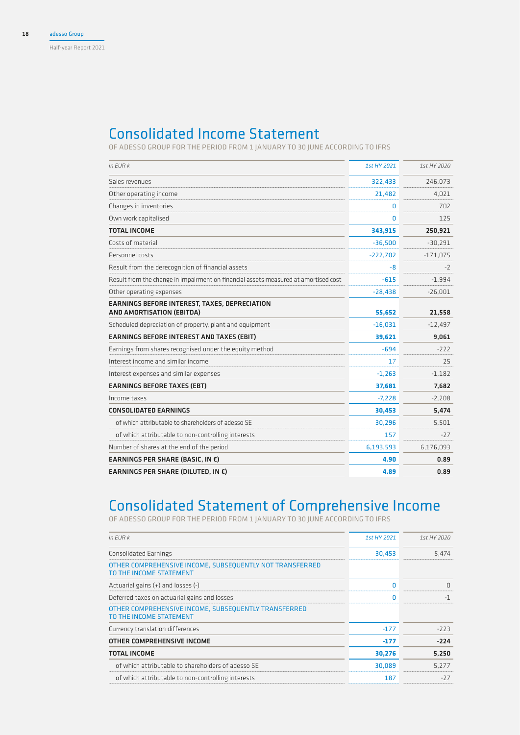# Consolidated Income Statement

OF ADESSO GROUP FOR THE PERIOD FROM 1 JANUARY TO 30 JUNE ACCORDING TO IFRS

| *in EUR k* | *1st HY 2021* | *1st HY 2020* |
|---|---|---|
| Sales revenues | 322,433 | 246,073 |
| Other operating income | 21,482 | 4,021 |
| Changes in inventories | 0 | 702 |
| Own work capitalised | 0 | 125 |
| **TOTAL INCOME** | **343,915** | **250,921** |
| Costs of material | -36,500 | -30,291 |
| Personnel costs | -222,702 | -171,075 |
| Result from the derecognition of financial assets | -8 | -2 |
| Result from the change in impairment on financial assets measured at amortised cost | -615 | -1,994 |
| Other operating expenses | -28,438 | -26,001 |
| **EARNINGS BEFORE INTEREST, TAXES, DEPRECIATION AND AMORTISATION (EBITDA)** | **55,652** | **21,558** |
| Scheduled depreciation of property, plant and equipment | -16,031 | -12,497 |
| **EARNINGS BEFORE INTEREST AND TAXES (EBIT)** | **39,621** | **9,061** |
| Earnings from shares recognised under the equity method | -694 | -222 |
| Interest income and similar income | 17 | 25 |
| Interest expenses and similar expenses | -1,263 | -1,182 |
| **EARNINGS BEFORE TAXES (EBT)** | **37,681** | **7,682** |
| Income taxes | -7,228 | -2,208 |
| **CONSOLIDATED EARNINGS** | **30,453** | **5,474** |
| of which attributable to shareholders of adesso SE | 30,296 | 5,501 |
| of which attributable to non-controlling interests | 157 | -27 |
| Number of shares at the end of the period | 6,193,593 | 6,176,093 |
| **EARNINGS PER SHARE (BASIC, IN €)** | **4.90** | **0.89** |
| **EARNINGS PER SHARE (DILUTED, IN €)** | **4.89** | **0.89** |

# Consolidated Statement of Comprehensive Income

OF ADESSO GROUP FOR THE PERIOD FROM 1 JANUARY TO 30 JUNE ACCORDING TO IFRS

| *in EUR k* | *1st HY 2021* | *1st HY 2020* |
|---|---|---|
| Consolidated Earnings | 30,453 | 5,474 |
| OTHER COMPREHENSIVE INCOME, SUBSEQUENTLY NOT TRANSFERRED TO THE INCOME STATEMENT | | |
| Actuarial gains (+) and losses (-) | 0 | 0 |
| Deferred taxes on actuarial gains and losses | 0 | -1 |
| OTHER COMPREHENSIVE INCOME, SUBSEQUENTLY TRANSFERRED TO THE INCOME STATEMENT | | |
| Currency translation differences | -177 | -223 |
| **OTHER COMPREHENSIVE INCOME** | **-177** | **-224** |
| **TOTAL INCOME** | **30,276** | **5,250** |
| of which attributable to shareholders of adesso SE | 30,089 | 5,277 |
| of which attributable to non-controlling interests | 187 | -27 |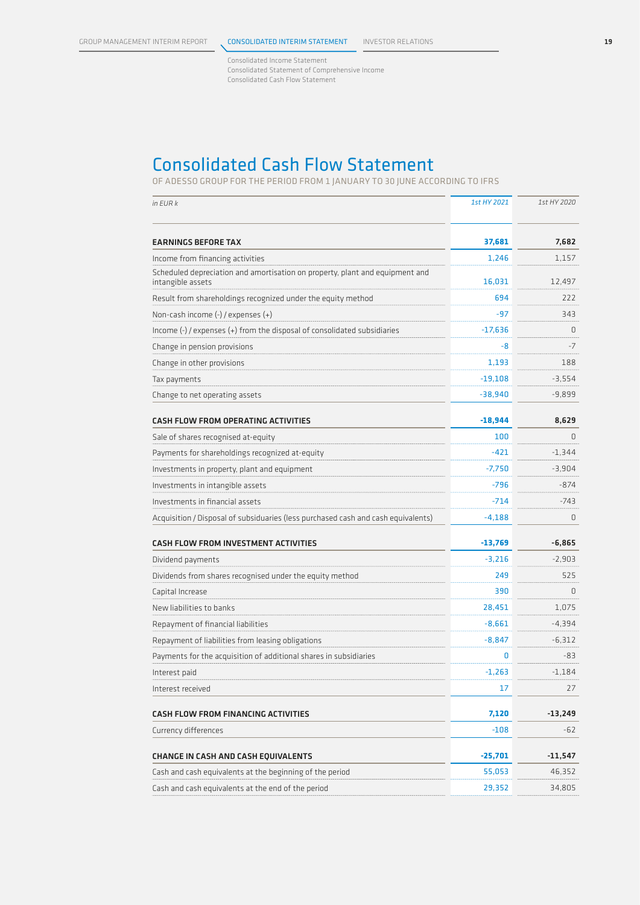# Consolidated Cash Flow Statement

OF ADESSO GROUP FOR THE PERIOD FROM 1 JANUARY TO 30 JUNE ACCORDING TO IFRS

| *in EUR k* | *1st HY 2021* | *1st HY 2020* |
|---|---|---|
| **EARNINGS BEFORE TAX** | **37,681** | **7,682** |
| Income from financing activities | 1,246 | 1,157 |
| Scheduled depreciation and amortisation on property, plant and equipment and intangible assets | 16,031 | 12,497 |
| Result from shareholdings recognized under the equity method | 694 | 222 |
| Non-cash income (-) / expenses (+) | -97 | 343 |
| Income (-) / expenses (+) from the disposal of consolidated subsidiaries | -17,636 | 0 |
| Change in pension provisions | -8 | -7 |
| Change in other provisions | 1,193 | 188 |
| Tax payments | -19,108 | -3,554 |
| Change to net operating assets | -38,940 | -9,899 |
| **CASH FLOW FROM OPERATING ACTIVITIES** | **-18,944** | **8,629** |
| Sale of shares recognised at-equity | 100 | 0 |
| Payments for shareholdings recognized at-equity | -421 | -1,344 |
| Investments in property, plant and equipment | -7,750 | -3,904 |
| Investments in intangible assets | -796 | -874 |
| Investments in financial assets | -714 | -743 |
| Acquisition / Disposal of subsidiaries (less purchased cash and cash equivalents) | -4,188 | 0 |
| **CASH FLOW FROM INVESTMENT ACTIVITIES** | **-13,769** | **-6,865** |
| Dividend payments | -3,216 | -2,903 |
| Dividends from shares recognised under the equity method | 249 | 525 |
| Capital Increase | 390 | 0 |
| New liabilities to banks | 28,451 | 1,075 |
| Repayment of financial liabilities | -8,661 | -4,394 |
| Repayment of liabilities from leasing obligations | -8,847 | -6,312 |
| Payments for the acquisition of additional shares in subsidiaries | 0 | -83 |
| Interest paid | -1,263 | -1,184 |
| Interest received | 17 | 27 |
| **CASH FLOW FROM FINANCING ACTIVITIES** | **7,120** | **-13,249** |
| Currency differences | -108 | -62 |
| **CHANGE IN CASH AND CASH EQUIVALENTS** | **-25,701** | **-11,547** |
| Cash and cash equivalents at the beginning of the period | 55,053 | 46,352 |
| Cash and cash equivalents at the end of the period | 29,352 | 34,805 |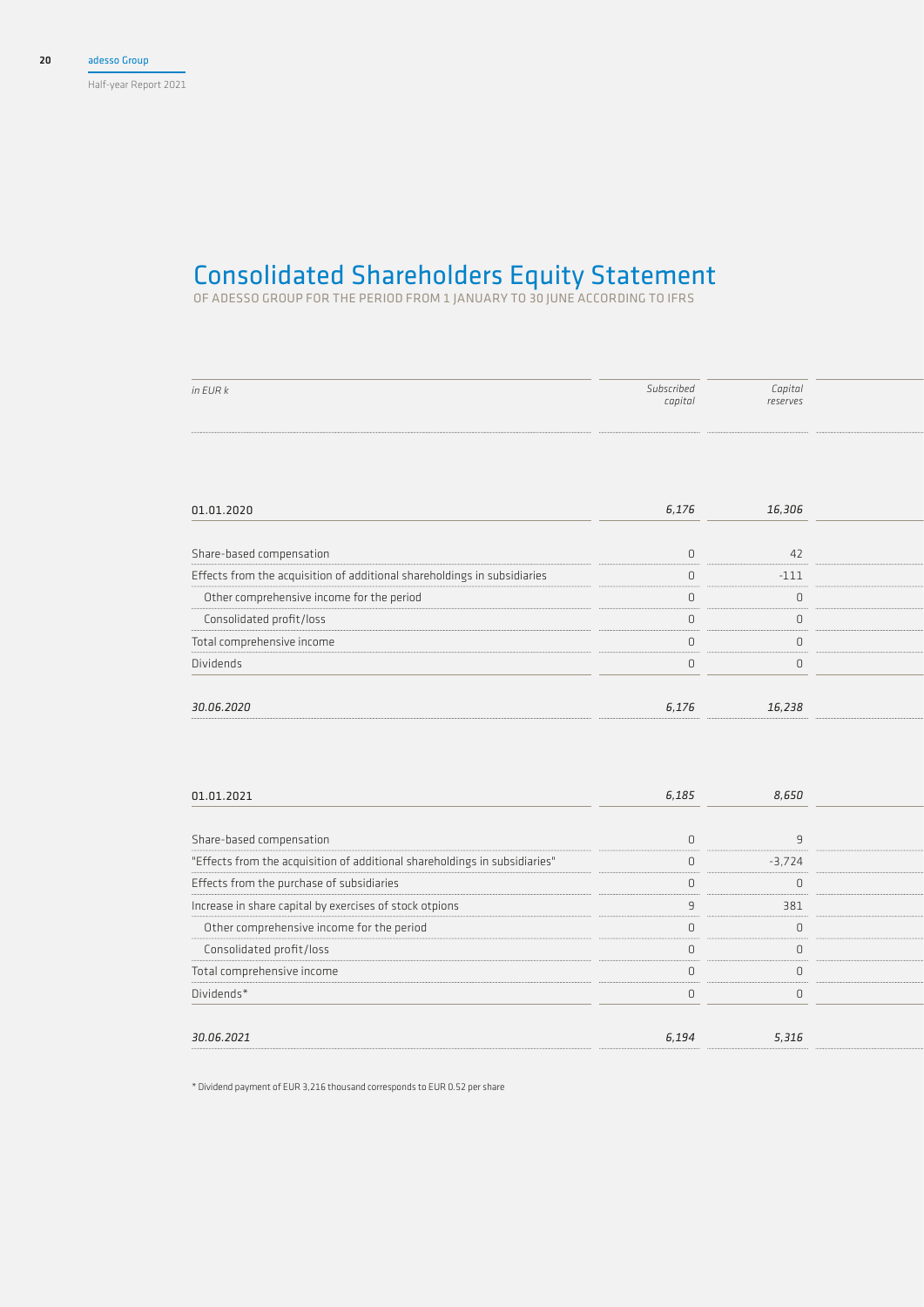# Consolidated Shareholders Equity Statement

OF ADESSO GROUP FOR THE PERIOD FROM 1 JANUARY TO 30 JUNE ACCORDING TO IFRS

| *in EUR k* | *Subscribed capital* | *Capital reserves* |
|---|---|---|
| 01.01.2020 | *6,176* | *16,306* |
| Share-based compensation | 0 | 42 |
| Effects from the acquisition of additional shareholdings in subsidiaries | 0 | -111 |
| Other comprehensive income for the period | 0 | 0 |
| Consolidated profit/loss | 0 | 0 |
| Total comprehensive income | 0 | 0 |
| Dividends | 0 | 0 |
| *30.06.2020* | *6,176* | *16,238* |
| 01.01.2021 | *6,185* | *8,650* |
| Share-based compensation | 0 | 9 |
| "Effects from the acquisition of additional shareholdings in subsidiaries" | 0 | -3,724 |
| Effects from the purchase of subsidiaries | 0 | 0 |
| Increase in share capital by exercises of stock otpions | 9 | 381 |
| Other comprehensive income for the period | 0 | 0 |
| Consolidated profit/loss | 0 | 0 |
| Total comprehensive income | 0 | 0 |
| Dividends* | 0 | 0 |
| *30.06.2021* | *6,194* | *5,316* |

* Dividend payment of EUR 3,216 thousand corresponds to EUR 0.52 per share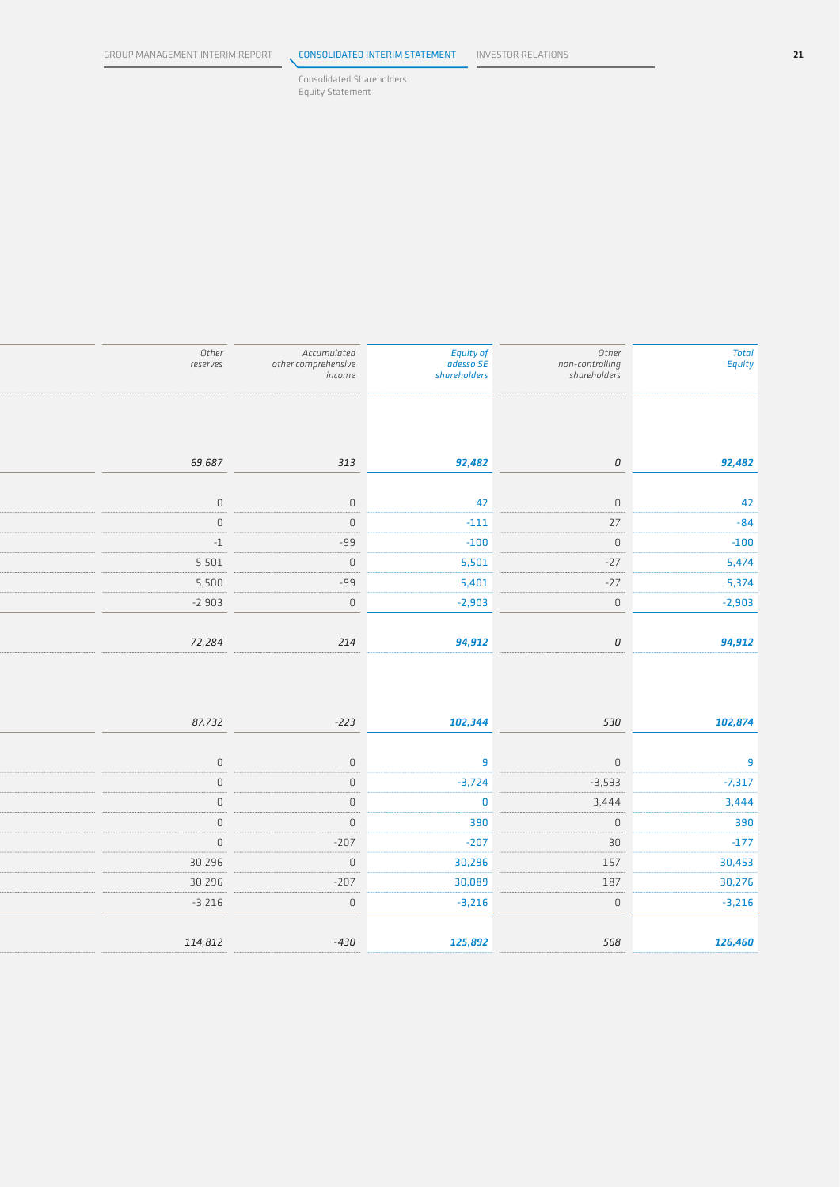Consolidated Shareholders Equity Statement

| Other reserves | Accumulated other comprehensive income | Equity of adesso SE shareholders | Other non-controlling shareholders | Total Equity |
|---|---|---|---|---|
| *69,687* | *313* | ***92,482*** | *0* | ***92,482*** |
| 0 | 0 | 42 | 0 | 42 |
| 0 | 0 | -111 | 27 | -84 |
| -1 | -99 | -100 | 0 | -100 |
| 5,501 | 0 | 5,501 | -27 | 5,474 |
| 5,500 | -99 | 5,401 | -27 | 5,374 |
| -2,903 | 0 | -2,903 | 0 | -2,903 |
| *72,284* | *214* | ***94,912*** | *0* | ***94,912*** |
| *87,732* | *-223* | ***102,344*** | *530* | ***102,874*** |
| 0 | 0 | 9 | 0 | 9 |
| 0 | 0 | -3,724 | -3,593 | -7,317 |
| 0 | 0 | 0 | 3,444 | 3,444 |
| 0 | 0 | 390 | 0 | 390 |
| 0 | -207 | -207 | 30 | -177 |
| 30,296 | 0 | 30,296 | 157 | 30,453 |
| 30,296 | -207 | 30,089 | 187 | 30,276 |
| -3,216 | 0 | -3,216 | 0 | -3,216 |
| *114,812* | *-430* | ***125,892*** | *568* | ***126,460*** |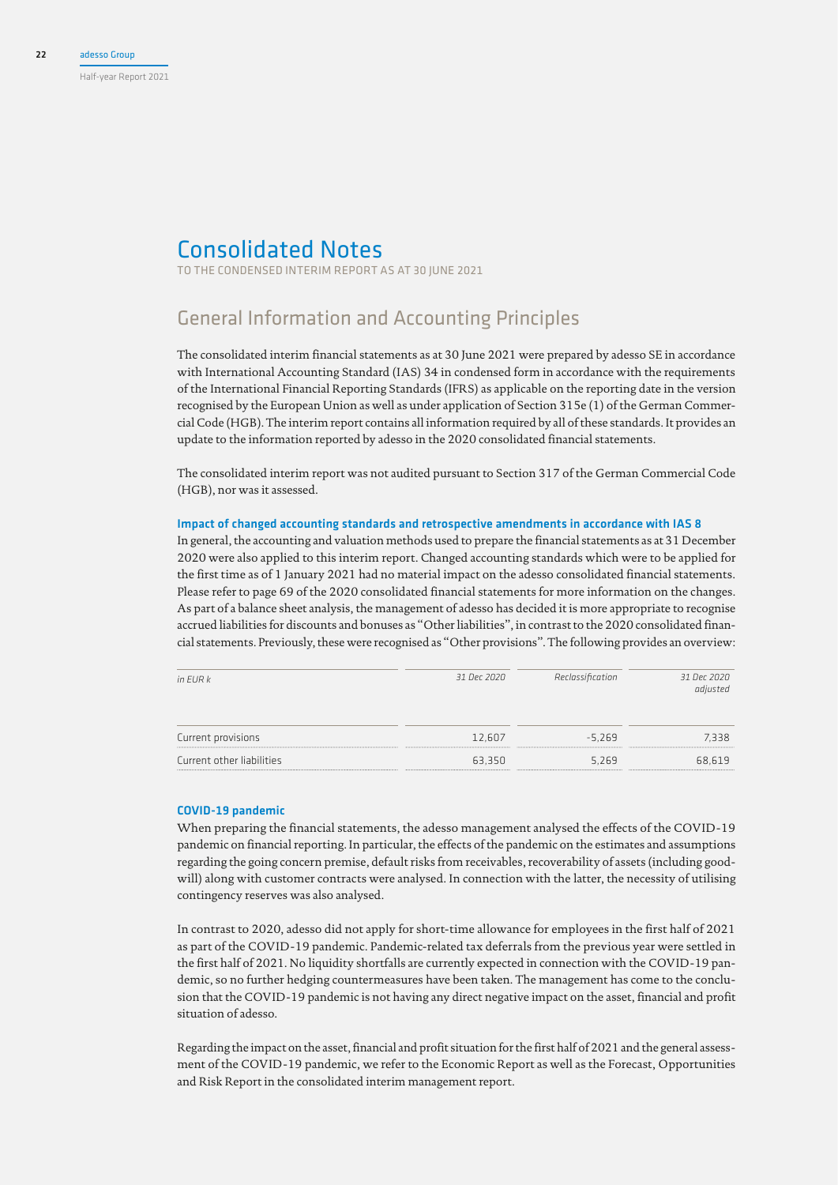# Consolidated Notes

TO THE CONDENSED INTERIM REPORT AS AT 30 JUNE 2021

## General Information and Accounting Principles

The consolidated interim financial statements as at 30 June 2021 were prepared by adesso SE in accordance with International Accounting Standard (IAS) 34 in condensed form in accordance with the requirements of the International Financial Reporting Standards (IFRS) as applicable on the reporting date in the version recognised by the European Union as well as under application of Section 315e (1) of the German Commercial Code (HGB). The interim report contains all information required by all of these standards. It provides an update to the information reported by adesso in the 2020 consolidated financial statements.

The consolidated interim report was not audited pursuant to Section 317 of the German Commercial Code (HGB), nor was it assessed.

### Impact of changed accounting standards and retrospective amendments in accordance with IAS 8

In general, the accounting and valuation methods used to prepare the financial statements as at 31 December 2020 were also applied to this interim report. Changed accounting standards which were to be applied for the first time as of 1 January 2021 had no material impact on the adesso consolidated financial statements. Please refer to page 69 of the 2020 consolidated financial statements for more information on the changes. As part of a balance sheet analysis, the management of adesso has decided it is more appropriate to recognise accrued liabilities for discounts and bonuses as "Other liabilities", in contrast to the 2020 consolidated financial statements. Previously, these were recognised as "Other provisions". The following provides an overview:

| *in EUR k* | *31 Dec 2020* | *Reclassification* | *31 Dec 2020 adjusted* |
|---|---|---|---|
| Current provisions | 12,607 | -5,269 | 7,338 |
| Current other liabilities | 63,350 | 5,269 | 68,619 |

### COVID-19 pandemic

When preparing the financial statements, the adesso management analysed the effects of the COVID-19 pandemic on financial reporting. In particular, the effects of the pandemic on the estimates and assumptions regarding the going concern premise, default risks from receivables, recoverability of assets (including goodwill) along with customer contracts were analysed. In connection with the latter, the necessity of utilising contingency reserves was also analysed.

In contrast to 2020, adesso did not apply for short-time allowance for employees in the first half of 2021 as part of the COVID-19 pandemic. Pandemic-related tax deferrals from the previous year were settled in the first half of 2021. No liquidity shortfalls are currently expected in connection with the COVID-19 pandemic, so no further hedging countermeasures have been taken. The management has come to the conclusion that the COVID-19 pandemic is not having any direct negative impact on the asset, financial and profit situation of adesso.

Regarding the impact on the asset, financial and profit situation for the first half of 2021 and the general assessment of the COVID-19 pandemic, we refer to the Economic Report as well as the Forecast, Opportunities and Risk Report in the consolidated interim management report.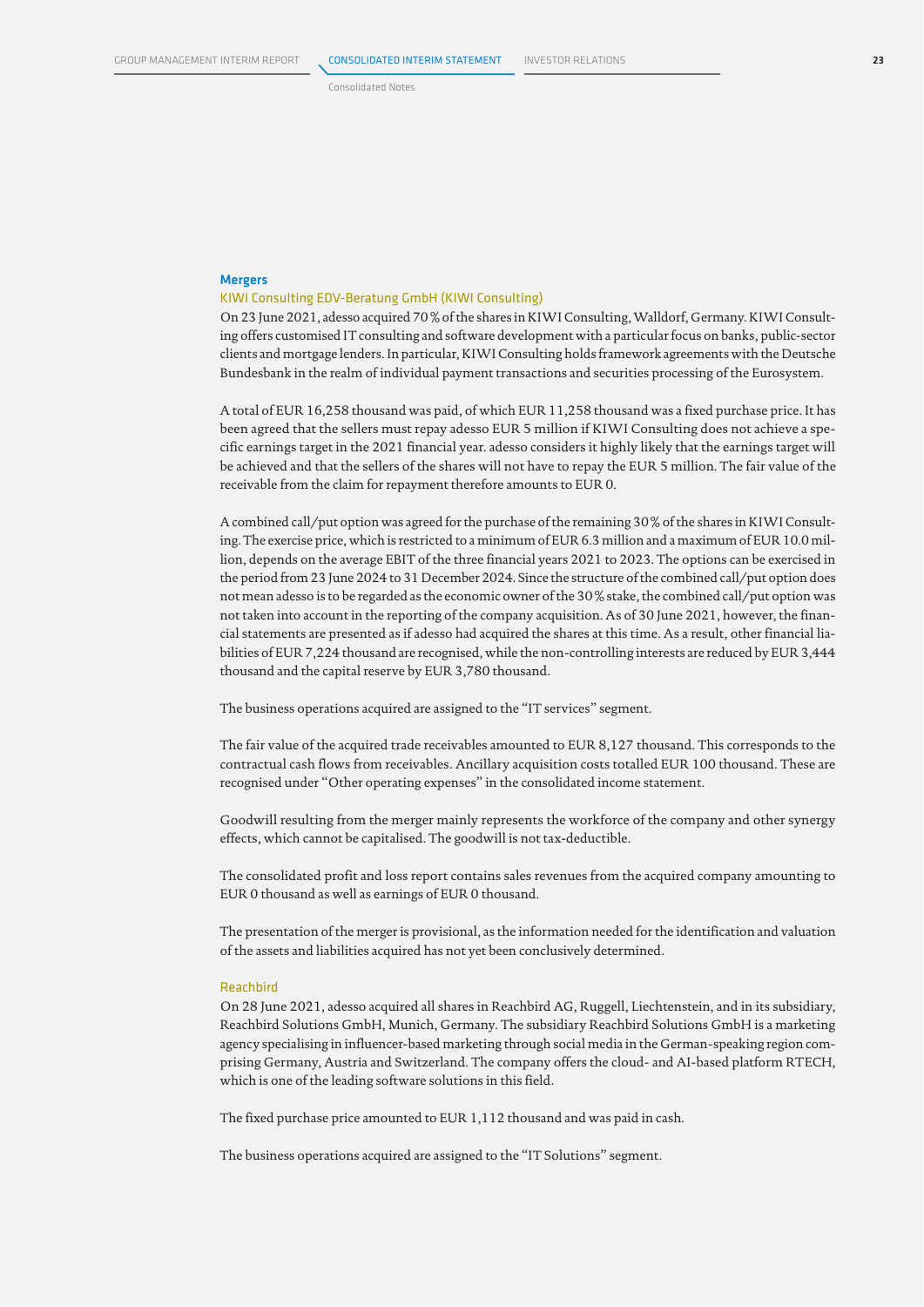## Mergers

### KIWI Consulting EDV-Beratung GmbH (KIWI Consulting)

On 23 June 2021, adesso acquired 70 % of the shares in KIWI Consulting, Walldorf, Germany. KIWI Consulting offers customised IT consulting and software development with a particular focus on banks, public-sector clients and mortgage lenders. In particular, KIWI Consulting holds framework agreements with the Deutsche Bundesbank in the realm of individual payment transactions and securities processing of the Eurosystem.

A total of EUR 16,258 thousand was paid, of which EUR 11,258 thousand was a fixed purchase price. It has been agreed that the sellers must repay adesso EUR 5 million if KIWI Consulting does not achieve a specific earnings target in the 2021 financial year. adesso considers it highly likely that the earnings target will be achieved and that the sellers of the shares will not have to repay the EUR 5 million. The fair value of the receivable from the claim for repayment therefore amounts to EUR 0.

A combined call/put option was agreed for the purchase of the remaining 30 % of the shares in KIWI Consulting. The exercise price, which is restricted to a minimum of EUR 6.3 million and a maximum of EUR 10.0 million, depends on the average EBIT of the three financial years 2021 to 2023. The options can be exercised in the period from 23 June 2024 to 31 December 2024. Since the structure of the combined call/put option does not mean adesso is to be regarded as the economic owner of the 30 % stake, the combined call/put option was not taken into account in the reporting of the company acquisition. As of 30 June 2021, however, the financial statements are presented as if adesso had acquired the shares at this time. As a result, other financial liabilities of EUR 7,224 thousand are recognised, while the non-controlling interests are reduced by EUR 3,444 thousand and the capital reserve by EUR 3,780 thousand.

The business operations acquired are assigned to the "IT services" segment.

The fair value of the acquired trade receivables amounted to EUR 8,127 thousand. This corresponds to the contractual cash flows from receivables. Ancillary acquisition costs totalled EUR 100 thousand. These are recognised under "Other operating expenses" in the consolidated income statement.

Goodwill resulting from the merger mainly represents the workforce of the company and other synergy effects, which cannot be capitalised. The goodwill is not tax-deductible.

The consolidated profit and loss report contains sales revenues from the acquired company amounting to EUR 0 thousand as well as earnings of EUR 0 thousand.

The presentation of the merger is provisional, as the information needed for the identification and valuation of the assets and liabilities acquired has not yet been conclusively determined.

### Reachbird

On 28 June 2021, adesso acquired all shares in Reachbird AG, Ruggell, Liechtenstein, and in its subsidiary, Reachbird Solutions GmbH, Munich, Germany. The subsidiary Reachbird Solutions GmbH is a marketing agency specialising in influencer-based marketing through social media in the German-speaking region comprising Germany, Austria and Switzerland. The company offers the cloud- and AI-based platform RTECH, which is one of the leading software solutions in this field.

The fixed purchase price amounted to EUR 1,112 thousand and was paid in cash.

The business operations acquired are assigned to the "IT Solutions" segment.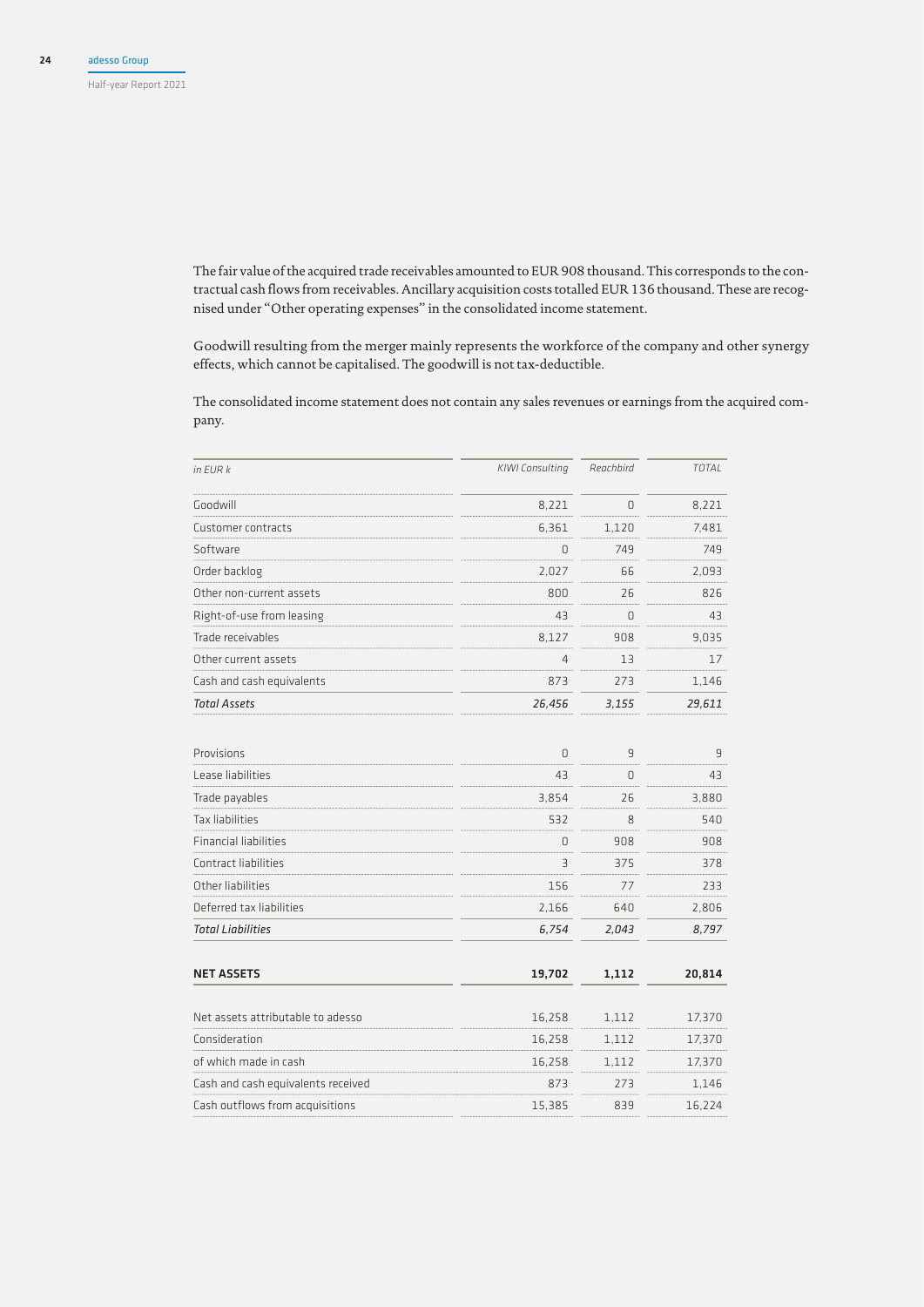The fair value of the acquired trade receivables amounted to EUR 908 thousand. This corresponds to the contractual cash flows from receivables. Ancillary acquisition costs totalled EUR 136 thousand. These are recognised under "Other operating expenses" in the consolidated income statement.

Goodwill resulting from the merger mainly represents the workforce of the company and other synergy effects, which cannot be capitalised. The goodwill is not tax-deductible.

The consolidated income statement does not contain any sales revenues or earnings from the acquired company.

| *in EUR k* | *KIWI Consulting* | *Reachbird* | *TOTAL* |
|---|---|---|---|
| Goodwill | 8,221 | 0 | 8,221 |
| Customer contracts | 6,361 | 1,120 | 7,481 |
| Software | 0 | 749 | 749 |
| Order backlog | 2,027 | 66 | 2,093 |
| Other non-current assets | 800 | 26 | 826 |
| Right-of-use from leasing | 43 | 0 | 43 |
| Trade receivables | 8,127 | 908 | 9,035 |
| Other current assets | 4 | 13 | 17 |
| Cash and cash equivalents | 873 | 273 | 1,146 |
| *Total Assets* | *26,456* | *3,155* | *29,611* |
| | | | |
| Provisions | 0 | 9 | 9 |
| Lease liabilities | 43 | 0 | 43 |
| Trade payables | 3,854 | 26 | 3,880 |
| Tax liabilities | 532 | 8 | 540 |
| Financial liabilities | 0 | 908 | 908 |
| Contract liabilities | 3 | 375 | 378 |
| Other liabilities | 156 | 77 | 233 |
| Deferred tax liabilities | 2,166 | 640 | 2,806 |
| *Total Liabilities* | *6,754* | *2,043* | *8,797* |
| | | | |
| **NET ASSETS** | **19,702** | **1,112** | **20,814** |
| | | | |
| Net assets attributable to adesso | 16,258 | 1,112 | 17,370 |
| Consideration | 16,258 | 1,112 | 17,370 |
| of which made in cash | 16,258 | 1,112 | 17,370 |
| Cash and cash equivalents received | 873 | 273 | 1,146 |
| Cash outflows from acquisitions | 15,385 | 839 | 16,224 |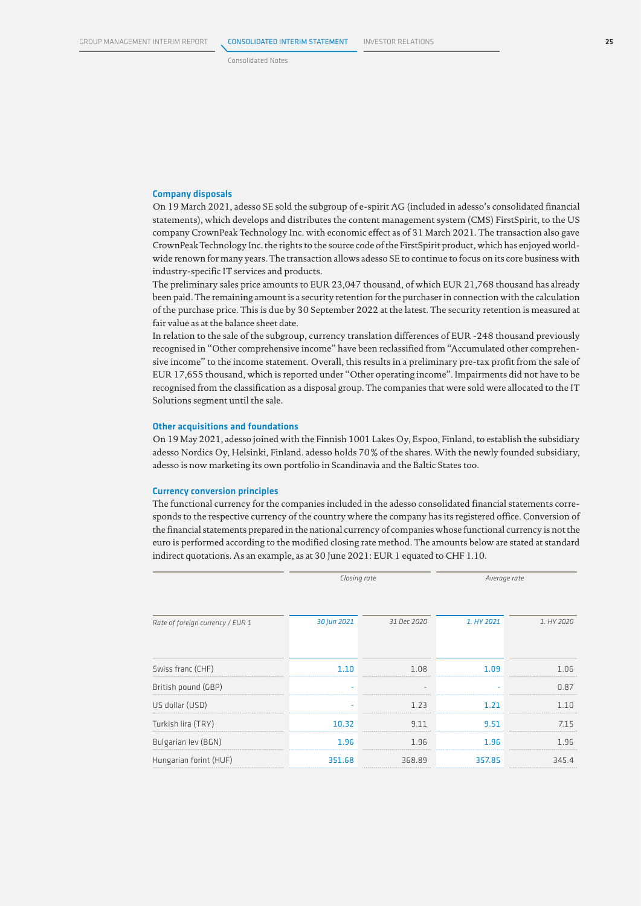### Company disposals

On 19 March 2021, adesso SE sold the subgroup of e-spirit AG (included in adesso's consolidated financial statements), which develops and distributes the content management system (CMS) FirstSpirit, to the US company CrownPeak Technology Inc. with economic effect as of 31 March 2021. The transaction also gave CrownPeak Technology Inc. the rights to the source code of the FirstSpirit product, which has enjoyed worldwide renown for many years. The transaction allows adesso SE to continue to focus on its core business with industry-specific IT services and products.

The preliminary sales price amounts to EUR 23,047 thousand, of which EUR 21,768 thousand has already been paid. The remaining amount is a security retention for the purchaser in connection with the calculation of the purchase price. This is due by 30 September 2022 at the latest. The security retention is measured at fair value as at the balance sheet date.

In relation to the sale of the subgroup, currency translation differences of EUR -248 thousand previously recognised in "Other comprehensive income" have been reclassified from "Accumulated other comprehensive income" to the income statement. Overall, this results in a preliminary pre-tax profit from the sale of EUR 17,655 thousand, which is reported under "Other operating income". Impairments did not have to be recognised from the classification as a disposal group. The companies that were sold were allocated to the IT Solutions segment until the sale.

### Other acquisitions and foundations

On 19 May 2021, adesso joined with the Finnish 1001 Lakes Oy, Espoo, Finland, to establish the subsidiary adesso Nordics Oy, Helsinki, Finland. adesso holds 70 % of the shares. With the newly founded subsidiary, adesso is now marketing its own portfolio in Scandinavia and the Baltic States too.

### Currency conversion principles

The functional currency for the companies included in the adesso consolidated financial statements corresponds to the respective currency of the country where the company has its registered office. Conversion of the financial statements prepared in the national currency of companies whose functional currency is not the euro is performed according to the modified closing rate method. The amounts below are stated at standard indirect quotations. As an example, as at 30 June 2021: EUR 1 equated to CHF 1.10.

| | *Closing rate* | | *Average rate* | |
|---|---|---|---|---|
| *Rate of foreign currency / EUR 1* | *30 Jun 2021* | *31 Dec 2020* | *1. HY 2021* | *1. HY 2020* |
| Swiss franc (CHF) | 1.10 | 1.08 | 1.09 | 1.06 |
| British pound (GBP) | - | - | - | 0.87 |
| US dollar (USD) | - | 1.23 | 1.21 | 1.10 |
| Turkish lira (TRY) | 10.32 | 9.11 | 9.51 | 7.15 |
| Bulgarian lev (BGN) | 1.96 | 1.96 | 1.96 | 1.96 |
| Hungarian forint (HUF) | 351.68 | 368.89 | 357.85 | 345.4 |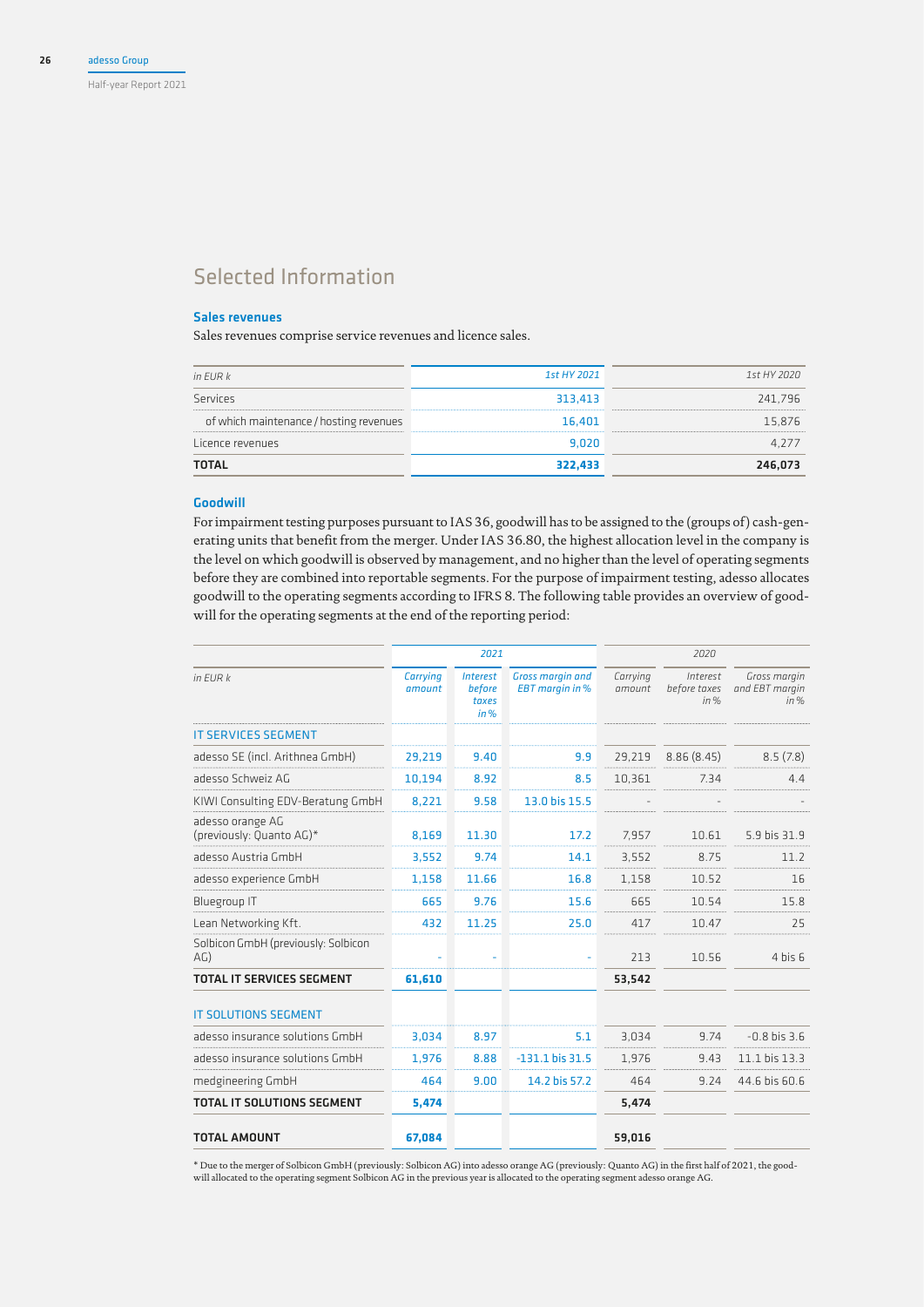# Selected Information

### Sales revenues

Sales revenues comprise service revenues and licence sales.

| in EUR k | 1st HY 2021 | 1st HY 2020 |
|---|---|---|
| Services | 313,413 | 241,796 |
| of which maintenance / hosting revenues | 16,401 | 15,876 |
| Licence revenues | 9,020 | 4,277 |
| **TOTAL** | **322,433** | **246,073** |

### Goodwill

For impairment testing purposes pursuant to IAS 36, goodwill has to be assigned to the (groups of) cash-generating units that benefit from the merger. Under IAS 36.80, the highest allocation level in the company is the level on which goodwill is observed by management, and no higher than the level of operating segments before they are combined into reportable segments. For the purpose of impairment testing, adesso allocates goodwill to the operating segments according to IFRS 8. The following table provides an overview of goodwill for the operating segments at the end of the reporting period:

| | 2021 | | | 2020 | | |
|---|---|---|---|---|---|---|
| in EUR k | Carrying amount | Interest before taxes in % | Gross margin and EBT margin in % | Carrying amount | Interest before taxes in % | Gross margin and EBT margin in % |
| IT SERVICES SEGMENT | | | | | | |
| adesso SE (incl. Arithnea GmbH) | 29,219 | 9.40 | 9.9 | 29,219 | 8.86 (8.45) | 8.5 (7.8) |
| adesso Schweiz AG | 10,194 | 8.92 | 8.5 | 10,361 | 7.34 | 4.4 |
| KIWI Consulting EDV-Beratung GmbH | 8,221 | 9.58 | 13.0 bis 15.5 | - | - | - |
| adesso orange AG (previously: Quanto AG)* | 8,169 | 11.30 | 17.2 | 7,957 | 10.61 | 5.9 bis 31.9 |
| adesso Austria GmbH | 3,552 | 9.74 | 14.1 | 3,552 | 8.75 | 11.2 |
| adesso experience GmbH | 1,158 | 11.66 | 16.8 | 1,158 | 10.52 | 16 |
| Bluegroup IT | 665 | 9.76 | 15.6 | 665 | 10.54 | 15.8 |
| Lean Networking Kft. | 432 | 11.25 | 25.0 | 417 | 10.47 | 25 |
| Solbicon GmbH (previously: Solbicon AG) | - | - | - | 213 | 10.56 | 4 bis 6 |
| **TOTAL IT SERVICES SEGMENT** | **61,610** | | | **53,542** | | |
| IT SOLUTIONS SEGMENT | | | | | | |
| adesso insurance solutions GmbH | 3,034 | 8.97 | 5.1 | 3,034 | 9.74 | -0.8 bis 3.6 |
| adesso insurance solutions GmbH | 1,976 | 8.88 | -131.1 bis 31.5 | 1,976 | 9.43 | 11.1 bis 13.3 |
| medgineering GmbH | 464 | 9.00 | 14.2 bis 57.2 | 464 | 9.24 | 44.6 bis 60.6 |
| **TOTAL IT SOLUTIONS SEGMENT** | **5,474** | | | **5,474** | | |
| **TOTAL AMOUNT** | **67,084** | | | **59,016** | | |

* Due to the merger of Solbicon GmbH (previously: Solbicon AG) into adesso orange AG (previously: Quanto AG) in the first half of 2021, the goodwill allocated to the operating segment Solbicon AG in the previous year is allocated to the operating segment adesso orange AG.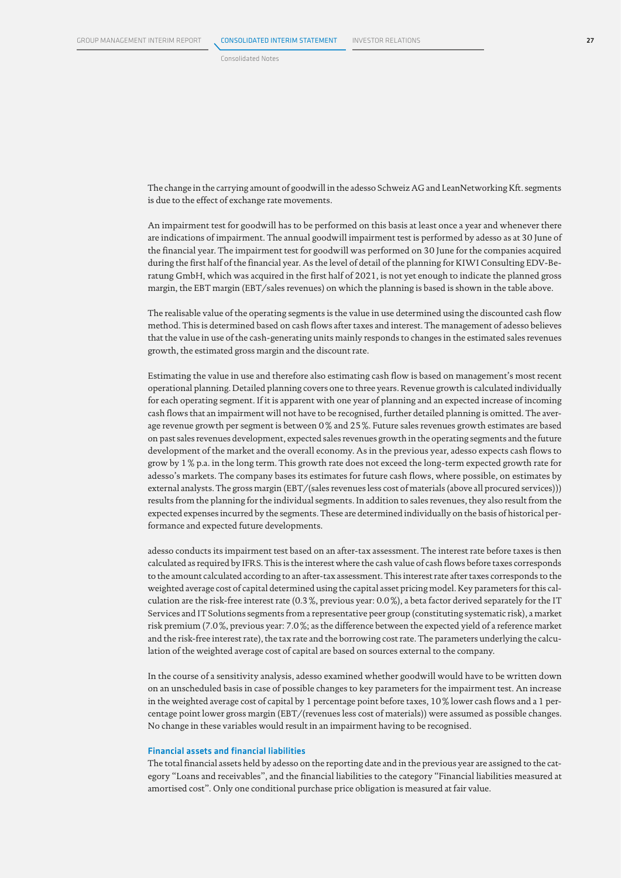The change in the carrying amount of goodwill in the adesso Schweiz AG and LeanNetworking Kft. segments is due to the effect of exchange rate movements.

An impairment test for goodwill has to be performed on this basis at least once a year and whenever there are indications of impairment. The annual goodwill impairment test is performed by adesso as at 30 June of the financial year. The impairment test for goodwill was performed on 30 June for the companies acquired during the first half of the financial year. As the level of detail of the planning for KIWI Consulting EDV-Beratung GmbH, which was acquired in the first half of 2021, is not yet enough to indicate the planned gross margin, the EBT margin (EBT/sales revenues) on which the planning is based is shown in the table above.

The realisable value of the operating segments is the value in use determined using the discounted cash flow method. This is determined based on cash flows after taxes and interest. The management of adesso believes that the value in use of the cash-generating units mainly responds to changes in the estimated sales revenues growth, the estimated gross margin and the discount rate.

Estimating the value in use and therefore also estimating cash flow is based on management's most recent operational planning. Detailed planning covers one to three years. Revenue growth is calculated individually for each operating segment. If it is apparent with one year of planning and an expected increase of incoming cash flows that an impairment will not have to be recognised, further detailed planning is omitted. The average revenue growth per segment is between 0 % and 25 %. Future sales revenues growth estimates are based on past sales revenues development, expected sales revenues growth in the operating segments and the future development of the market and the overall economy. As in the previous year, adesso expects cash flows to grow by 1 % p.a. in the long term. This growth rate does not exceed the long-term expected growth rate for adesso's markets. The company bases its estimates for future cash flows, where possible, on estimates by external analysts. The gross margin (EBT/(sales revenues less cost of materials (above all procured services))) results from the planning for the individual segments. In addition to sales revenues, they also result from the expected expenses incurred by the segments. These are determined individually on the basis of historical performance and expected future developments.

adesso conducts its impairment test based on an after-tax assessment. The interest rate before taxes is then calculated as required by IFRS. This is the interest where the cash value of cash flows before taxes corresponds to the amount calculated according to an after-tax assessment. This interest rate after taxes corresponds to the weighted average cost of capital determined using the capital asset pricing model. Key parameters for this calculation are the risk-free interest rate (0.3 %, previous year: 0.0 %), a beta factor derived separately for the IT Services and IT Solutions segments from a representative peer group (constituting systematic risk), a market risk premium (7.0 %, previous year: 7.0 %; as the difference between the expected yield of a reference market and the risk-free interest rate), the tax rate and the borrowing cost rate. The parameters underlying the calculation of the weighted average cost of capital are based on sources external to the company.

In the course of a sensitivity analysis, adesso examined whether goodwill would have to be written down on an unscheduled basis in case of possible changes to key parameters for the impairment test. An increase in the weighted average cost of capital by 1 percentage point before taxes, 10 % lower cash flows and a 1 percentage point lower gross margin (EBT/(revenues less cost of materials)) were assumed as possible changes. No change in these variables would result in an impairment having to be recognised.

### Financial assets and financial liabilities

The total financial assets held by adesso on the reporting date and in the previous year are assigned to the category "Loans and receivables", and the financial liabilities to the category "Financial liabilities measured at amortised cost". Only one conditional purchase price obligation is measured at fair value.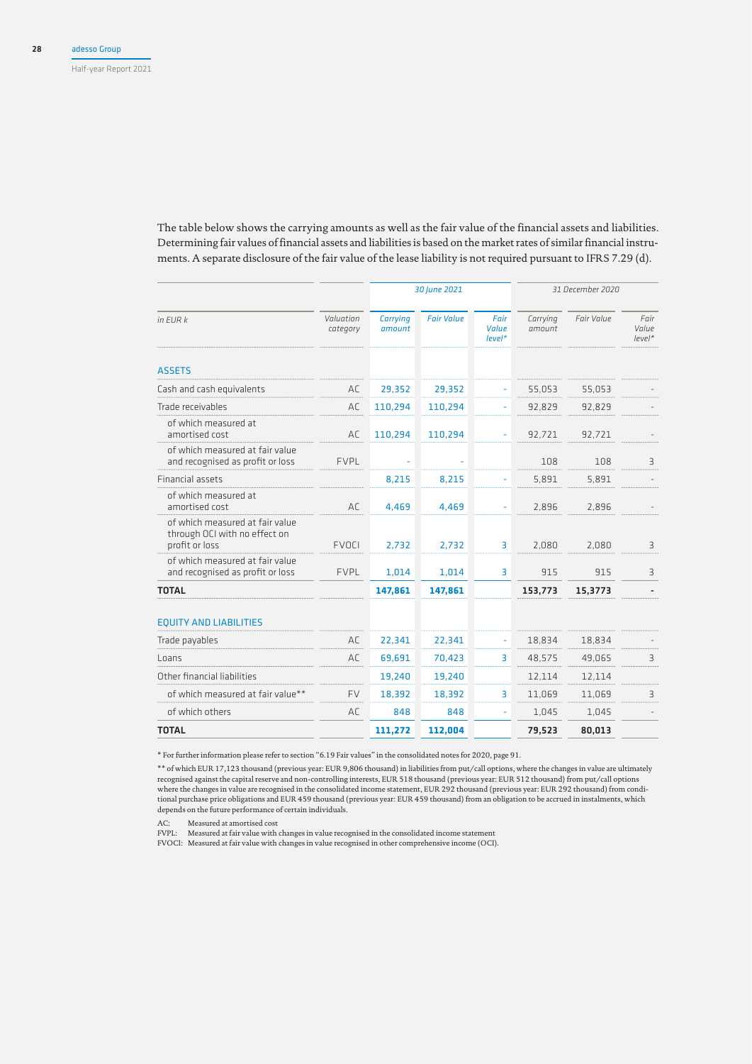The table below shows the carrying amounts as well as the fair value of the financial assets and liabilities. Determining fair values of financial assets and liabilities is based on the market rates of similar financial instruments. A separate disclosure of the fair value of the lease liability is not required pursuant to IFRS 7.29 (d).

| | | 30 June 2021 | | | 31 December 2020 | | |
|---|---|---|---|---|---|---|---|
| *in EUR k* | *Valuation category* | *Carrying amount* | *Fair Value* | *Fair Value level\** | *Carrying amount* | *Fair Value* | *Fair Value level\** |
| **ASSETS** | | | | | | | |
| Cash and cash equivalents | AC | 29,352 | 29,352 | - | 55,053 | 55,053 | - |
| Trade receivables | AC | 110,294 | 110,294 | - | 92,829 | 92,829 | - |
| of which measured at amortised cost | AC | 110,294 | 110,294 | - | 92,721 | 92,721 | - |
| of which measured at fair value and recognised as profit or loss | FVPL | - | - | | 108 | 108 | 3 |
| Financial assets | | 8,215 | 8,215 | - | 5,891 | 5,891 | - |
| of which measured at amortised cost | AC | 4,469 | 4,469 | - | 2,896 | 2,896 | - |
| of which measured at fair value through OCI with no effect on profit or loss | FVOCI | 2,732 | 2,732 | 3 | 2,080 | 2,080 | 3 |
| of which measured at fair value and recognised as profit or loss | FVPL | 1,014 | 1,014 | 3 | 915 | 915 | 3 |
| **TOTAL** | | **147,861** | **147,861** | | **153,773** | **15,3773** | **-** |
| **EQUITY AND LIABILITIES** | | | | | | | |
| Trade payables | AC | 22,341 | 22,341 | - | 18,834 | 18,834 | - |
| Loans | AC | 69,691 | 70,423 | 3 | 48,575 | 49,065 | 3 |
| Other financial liabilities | | 19,240 | 19,240 | | 12,114 | 12,114 | |
| of which measured at fair value\*\* | FV | 18,392 | 18,392 | 3 | 11,069 | 11,069 | 3 |
| of which others | AC | 848 | 848 | - | 1,045 | 1,045 | - |
| **TOTAL** | | **111,272** | **112,004** | | **79,523** | **80,013** | |

\* For further information please refer to section "6.19 Fair values" in the consolidated notes for 2020, page 91.

\*\* of which EUR 17,123 thousand (previous year: EUR 9,806 thousand) in liabilities from put/call options, where the changes in value are ultimately recognised against the capital reserve and non-controlling interests, EUR 518 thousand (previous year: EUR 512 thousand) from put/call options where the changes in value are recognised in the consolidated income statement, EUR 292 thousand (previous year: EUR 292 thousand) from conditional purchase price obligations and EUR 459 thousand (previous year: EUR 459 thousand) from an obligation to be accrued in instalments, which depends on the future performance of certain individuals.

AC: Measured at amortised cost
FVPL: Measured at fair value with changes in value recognised in the consolidated income statement
FVOCI: Measured at fair value with changes in value recognised in other comprehensive income (OCI).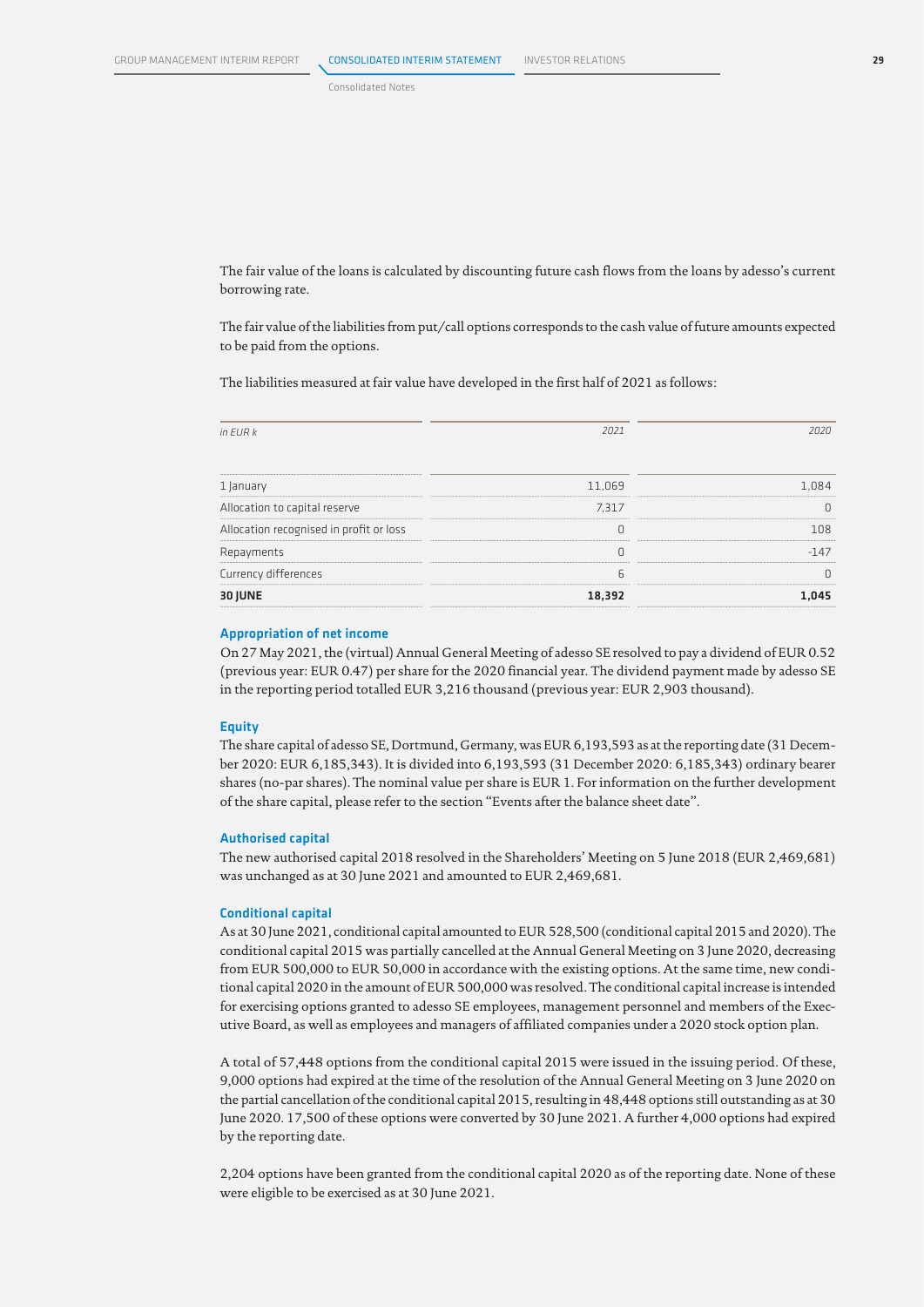The fair value of the loans is calculated by discounting future cash flows from the loans by adesso's current borrowing rate.

The fair value of the liabilities from put/call options corresponds to the cash value of future amounts expected to be paid from the options.

The liabilities measured at fair value have developed in the first half of 2021 as follows:

| *in EUR k* | *2021* | *2020* |
|---|---|---|
| 1 January | 11,069 | 1,084 |
| Allocation to capital reserve | 7,317 | 0 |
| Allocation recognised in profit or loss | 0 | 108 |
| Repayments | 0 | -147 |
| Currency differences | 6 | 0 |
| **30 JUNE** | **18,392** | **1,045** |

### Appropriation of net income

On 27 May 2021, the (virtual) Annual General Meeting of adesso SE resolved to pay a dividend of EUR 0.52 (previous year: EUR 0.47) per share for the 2020 financial year. The dividend payment made by adesso SE in the reporting period totalled EUR 3,216 thousand (previous year: EUR 2,903 thousand).

### Equity

The share capital of adesso SE, Dortmund, Germany, was EUR 6,193,593 as at the reporting date (31 December 2020: EUR 6,185,343). It is divided into 6,193,593 (31 December 2020: 6,185,343) ordinary bearer shares (no-par shares). The nominal value per share is EUR 1. For information on the further development of the share capital, please refer to the section "Events after the balance sheet date".

### Authorised capital

The new authorised capital 2018 resolved in the Shareholders' Meeting on 5 June 2018 (EUR 2,469,681) was unchanged as at 30 June 2021 and amounted to EUR 2,469,681.

### Conditional capital

As at 30 June 2021, conditional capital amounted to EUR 528,500 (conditional capital 2015 and 2020). The conditional capital 2015 was partially cancelled at the Annual General Meeting on 3 June 2020, decreasing from EUR 500,000 to EUR 50,000 in accordance with the existing options. At the same time, new conditional capital 2020 in the amount of EUR 500,000 was resolved. The conditional capital increase is intended for exercising options granted to adesso SE employees, management personnel and members of the Executive Board, as well as employees and managers of affiliated companies under a 2020 stock option plan.

A total of 57,448 options from the conditional capital 2015 were issued in the issuing period. Of these, 9,000 options had expired at the time of the resolution of the Annual General Meeting on 3 June 2020 on the partial cancellation of the conditional capital 2015, resulting in 48,448 options still outstanding as at 30 June 2020. 17,500 of these options were converted by 30 June 2021. A further 4,000 options had expired by the reporting date.

2,204 options have been granted from the conditional capital 2020 as of the reporting date. None of these were eligible to be exercised as at 30 June 2021.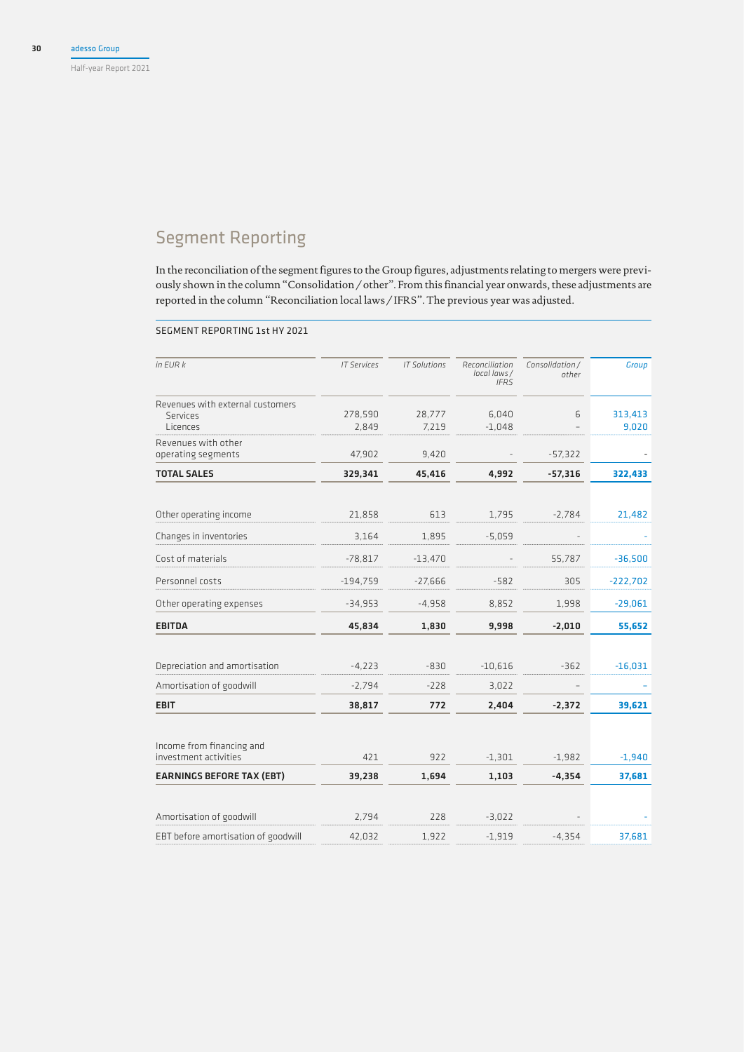# Segment Reporting

In the reconciliation of the segment figures to the Group figures, adjustments relating to mergers were previously shown in the column "Consolidation / other". From this financial year onwards, these adjustments are reported in the column "Reconciliation local laws / IFRS". The previous year was adjusted.

SEGMENT REPORTING 1st HY 2021

| *in EUR k* | *IT Services* | *IT Solutions* | *Reconciliation local laws / IFRS* | *Consolidation / other* | *Group* |
|---|---|---|---|---|---|
| Revenues with external customers | | | | | |
| Services | 278,590 | 28,777 | 6,040 | 6 | 313,413 |
| Licences | 2,849 | 7,219 | -1,048 | – | 9,020 |
| Revenues with other operating segments | 47,902 | 9,420 | - | -57,322 | - |
| **TOTAL SALES** | **329,341** | **45,416** | **4,992** | **-57,316** | **322,433** |
| Other operating income | 21,858 | 613 | 1,795 | -2,784 | 21,482 |
| Changes in inventories | 3,164 | 1,895 | -5,059 | - | - |
| Cost of materials | -78,817 | -13,470 | - | 55,787 | -36,500 |
| Personnel costs | -194,759 | -27,666 | -582 | 305 | -222,702 |
| Other operating expenses | -34,953 | -4,958 | 8,852 | 1,998 | -29,061 |
| **EBITDA** | **45,834** | **1,830** | **9,998** | **-2,010** | **55,652** |
| Depreciation and amortisation | -4,223 | -830 | -10,616 | -362 | -16,031 |
| Amortisation of goodwill | -2,794 | -228 | 3,022 | – | - |
| **EBIT** | **38,817** | **772** | **2,404** | **-2,372** | **39,621** |
| Income from financing and investment activities | 421 | 922 | -1,301 | -1,982 | -1,940 |
| **EARNINGS BEFORE TAX (EBT)** | **39,238** | **1,694** | **1,103** | **-4,354** | **37,681** |
| Amortisation of goodwill | 2,794 | 228 | -3,022 | - | - |
| EBT before amortisation of goodwill | 42,032 | 1,922 | -1,919 | -4,354 | 37,681 |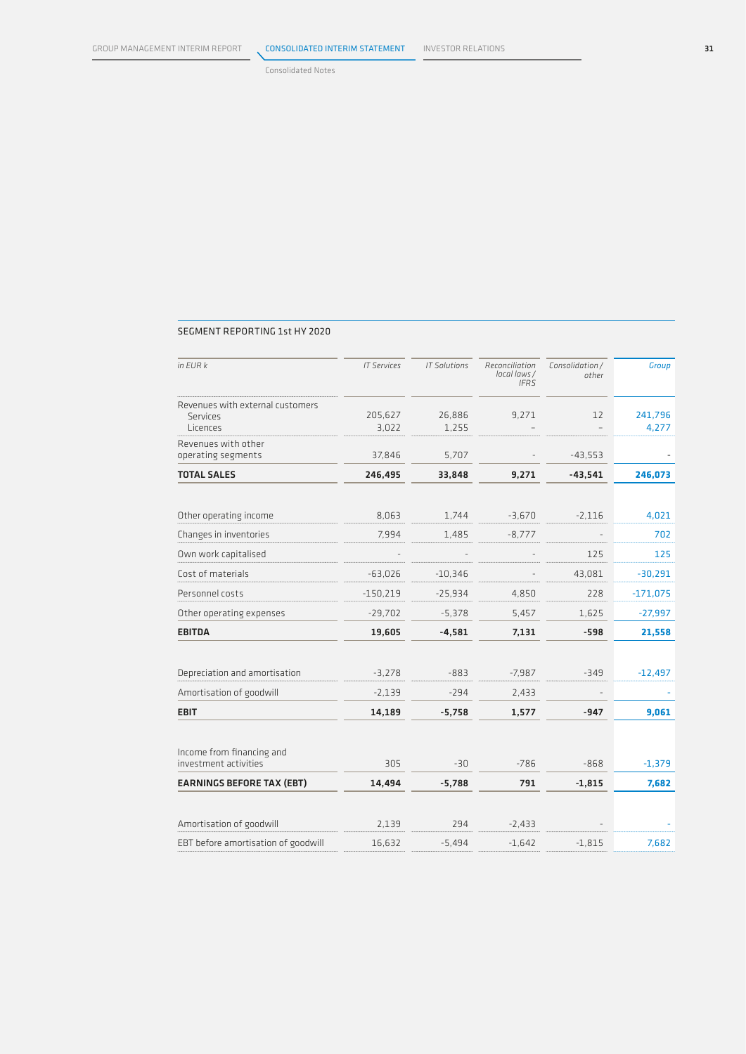Consolidated Notes

## SEGMENT REPORTING 1st HY 2020

| in EUR k | IT Services | IT Solutions | Reconciliation local laws / IFRS | Consolidation / other | Group |
|---|---|---|---|---|---|
| Revenues with external customers | | | | | |
| Services | 205,627 | 26,886 | 9,271 | 12 | 241,796 |
| Licences | 3,022 | 1,255 | – | – | 4,277 |
| Revenues with other operating segments | 37,846 | 5,707 | - | -43,553 | - |
| **TOTAL SALES** | **246,495** | **33,848** | **9,271** | **-43,541** | **246,073** |
| Other operating income | 8,063 | 1,744 | -3,670 | -2,116 | 4,021 |
| Changes in inventories | 7,994 | 1,485 | -8,777 | - | 702 |
| Own work capitalised | - | - | - | 125 | 125 |
| Cost of materials | -63,026 | -10,346 | - | 43,081 | -30,291 |
| Personnel costs | -150,219 | -25,934 | 4,850 | 228 | -171,075 |
| Other operating expenses | -29,702 | -5,378 | 5,457 | 1,625 | -27,997 |
| **EBITDA** | **19,605** | **-4,581** | **7,131** | **-598** | **21,558** |
| Depreciation and amortisation | -3,278 | -883 | -7,987 | -349 | -12,497 |
| Amortisation of goodwill | -2,139 | -294 | 2,433 | - | - |
| **EBIT** | **14,189** | **-5,758** | **1,577** | **-947** | **9,061** |
| Income from financing and investment activities | 305 | -30 | -786 | -868 | -1,379 |
| **EARNINGS BEFORE TAX (EBT)** | **14,494** | **-5,788** | **791** | **-1,815** | **7,682** |
| Amortisation of goodwill | 2,139 | 294 | -2,433 | - | - |
| EBT before amortisation of goodwill | 16,632 | -5,494 | -1,642 | -1,815 | 7,682 |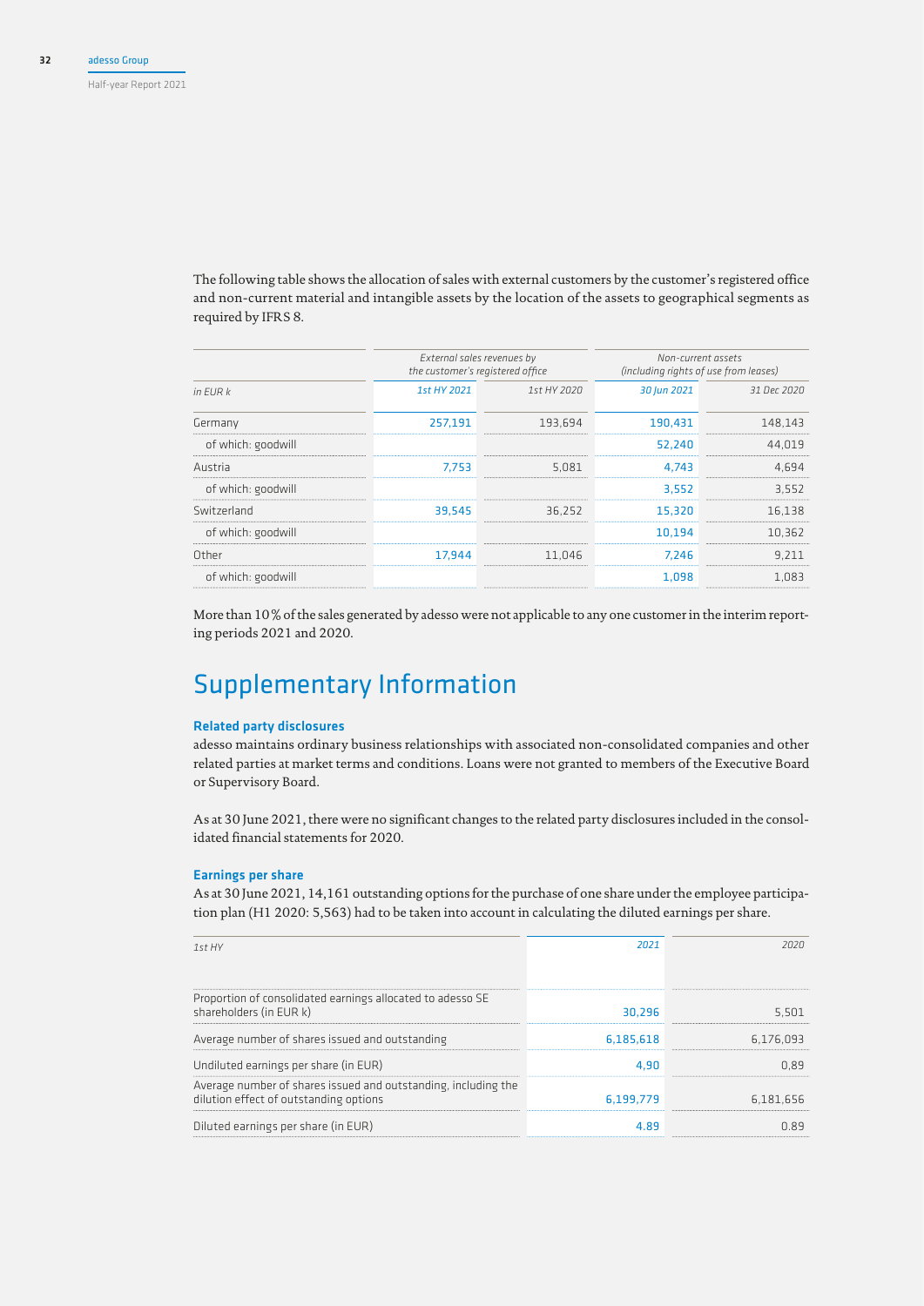The following table shows the allocation of sales with external customers by the customer's registered office and non-current material and intangible assets by the location of the assets to geographical segments as required by IFRS 8.

| | *External sales revenues by the customer's registered office* | | *Non-current assets (including rights of use from leases)* | |
|---|---|---|---|---|
| *in EUR k* | *1st HY 2021* | *1st HY 2020* | *30 Jun 2021* | *31 Dec 2020* |
| Germany | 257,191 | 193,694 | 190,431 | 148,143 |
| of which: goodwill | | | 52,240 | 44,019 |
| Austria | 7,753 | 5,081 | 4,743 | 4,694 |
| of which: goodwill | | | 3,552 | 3,552 |
| Switzerland | 39,545 | 36,252 | 15,320 | 16,138 |
| of which: goodwill | | | 10,194 | 10,362 |
| Other | 17,944 | 11,046 | 7,246 | 9,211 |
| of which: goodwill | | | 1,098 | 1,083 |

More than 10 % of the sales generated by adesso were not applicable to any one customer in the interim reporting periods 2021 and 2020.

# Supplementary Information

### Related party disclosures

adesso maintains ordinary business relationships with associated non-consolidated companies and other related parties at market terms and conditions. Loans were not granted to members of the Executive Board or Supervisory Board.

As at 30 June 2021, there were no significant changes to the related party disclosures included in the consolidated financial statements for 2020.

### Earnings per share

As at 30 June 2021, 14,161 outstanding options for the purchase of one share under the employee participation plan (H1 2020: 5,563) had to be taken into account in calculating the diluted earnings per share.

| *1st HY* | *2021* | *2020* |
|---|---|---|
| Proportion of consolidated earnings allocated to adesso SE shareholders (in EUR k) | 30,296 | 5,501 |
| Average number of shares issued and outstanding | 6,185,618 | 6,176,093 |
| Undiluted earnings per share (in EUR) | 4,90 | 0,89 |
| Average number of shares issued and outstanding, including the dilution effect of outstanding options | 6,199,779 | 6,181,656 |
| Diluted earnings per share (in EUR) | 4.89 | 0.89 |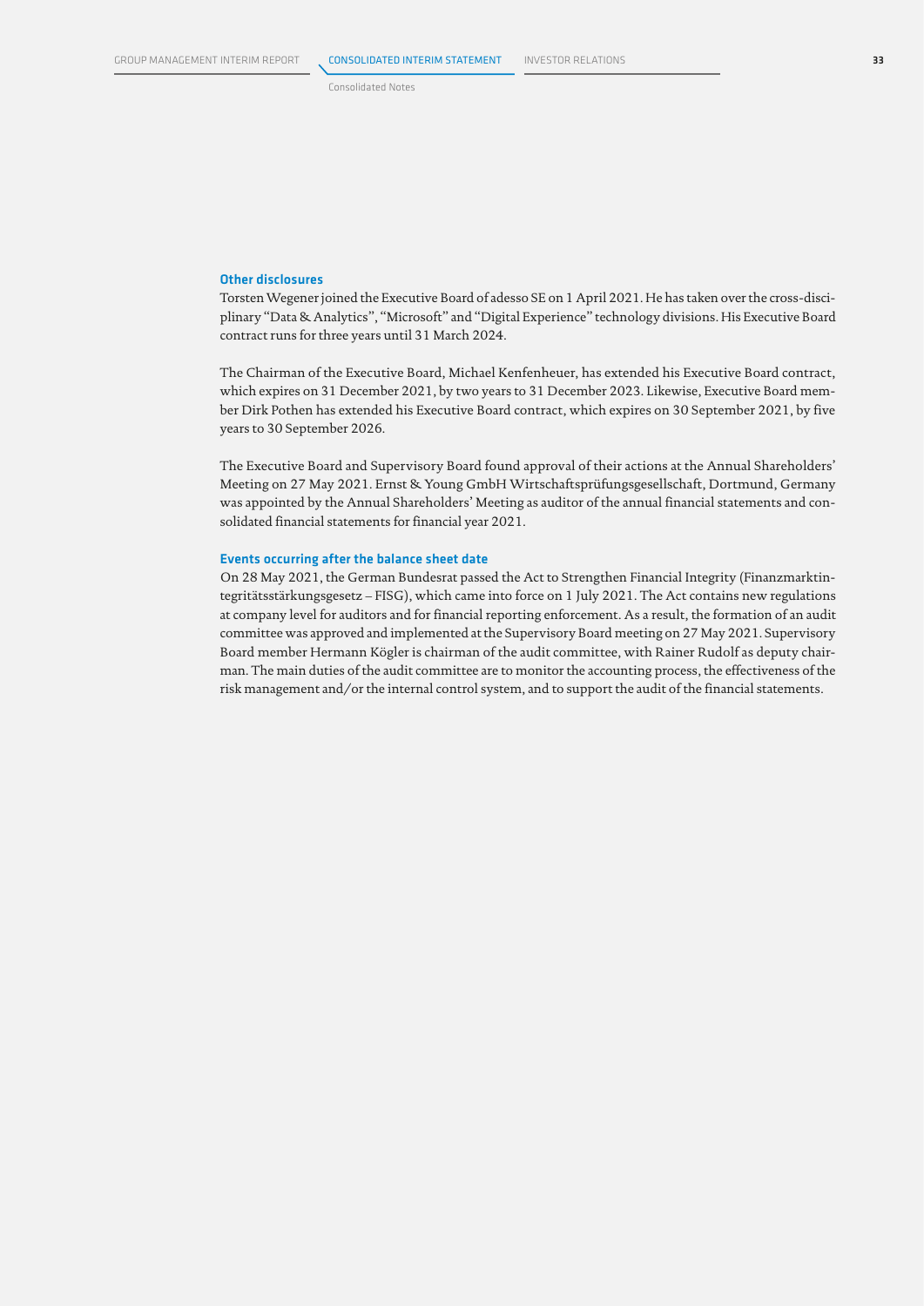## Other disclosures

Torsten Wegener joined the Executive Board of adesso SE on 1 April 2021. He has taken over the cross-disciplinary "Data & Analytics", "Microsoft" and "Digital Experience" technology divisions. His Executive Board contract runs for three years until 31 March 2024.

The Chairman of the Executive Board, Michael Kenfenheuer, has extended his Executive Board contract, which expires on 31 December 2021, by two years to 31 December 2023. Likewise, Executive Board member Dirk Pothen has extended his Executive Board contract, which expires on 30 September 2021, by five years to 30 September 2026.

The Executive Board and Supervisory Board found approval of their actions at the Annual Shareholders' Meeting on 27 May 2021. Ernst & Young GmbH Wirtschaftsprüfungsgesellschaft, Dortmund, Germany was appointed by the Annual Shareholders' Meeting as auditor of the annual financial statements and consolidated financial statements for financial year 2021.

## Events occurring after the balance sheet date

On 28 May 2021, the German Bundesrat passed the Act to Strengthen Financial Integrity (Finanzmarktintegritätsstärkungsgesetz – FISG), which came into force on 1 July 2021. The Act contains new regulations at company level for auditors and for financial reporting enforcement. As a result, the formation of an audit committee was approved and implemented at the Supervisory Board meeting on 27 May 2021. Supervisory Board member Hermann Kögler is chairman of the audit committee, with Rainer Rudolf as deputy chairman. The main duties of the audit committee are to monitor the accounting process, the effectiveness of the risk management and/or the internal control system, and to support the audit of the financial statements.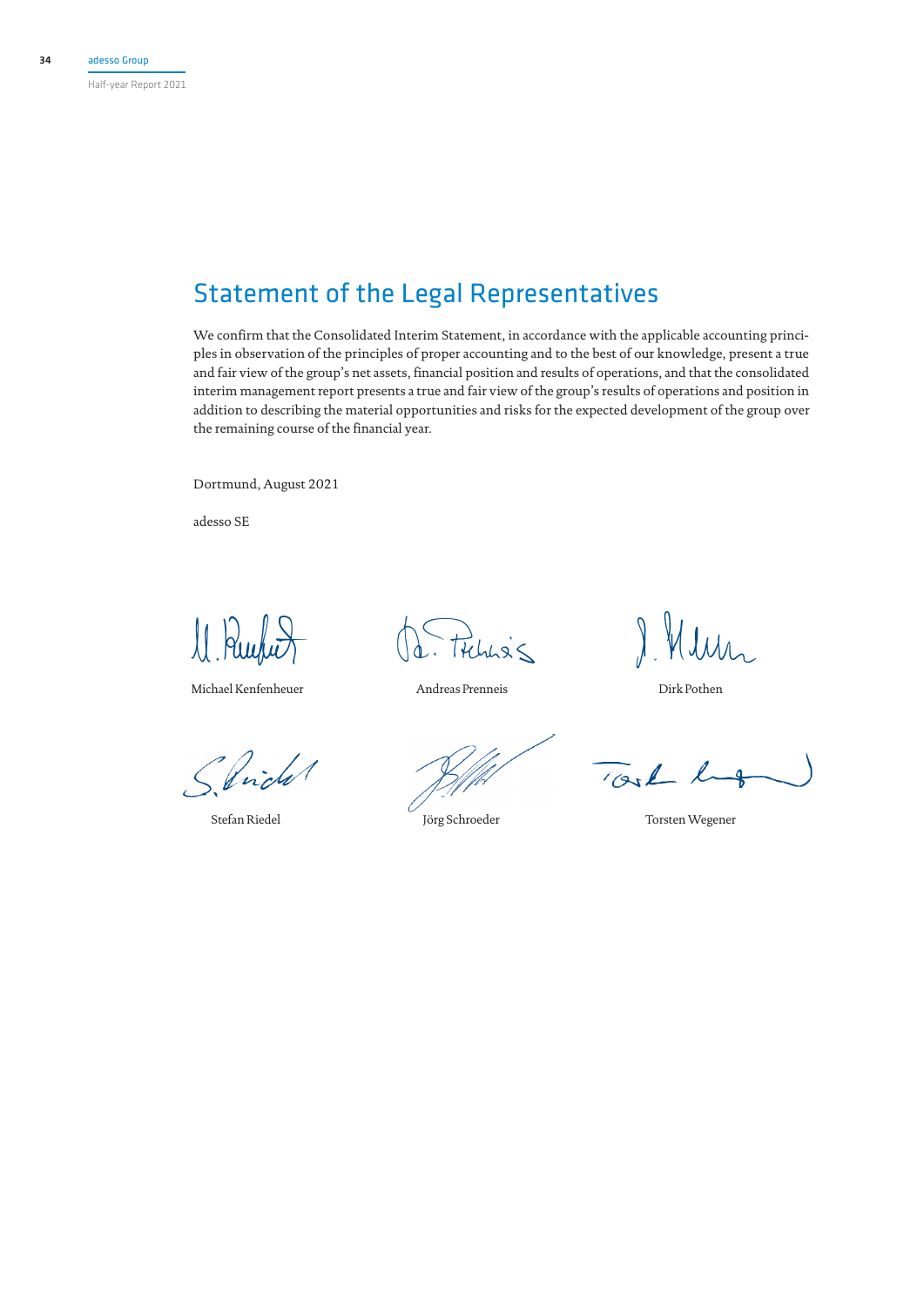# Statement of the Legal Representatives

We confirm that the Consolidated Interim Statement, in accordance with the applicable accounting principles in observation of the principles of proper accounting and to the best of our knowledge, present a true and fair view of the group's net assets, financial position and results of operations, and that the consolidated interim management report presents a true and fair view of the group's results of operations and position in addition to describing the material opportunities and risks for the expected development of the group over the remaining course of the financial year.

Dortmund, August 2021

adesso SE

Michael Kenfenheuer    Andreas Prenneis    Dirk Pothen

Stefan Riedel    Jörg Schroeder    Torsten Wegener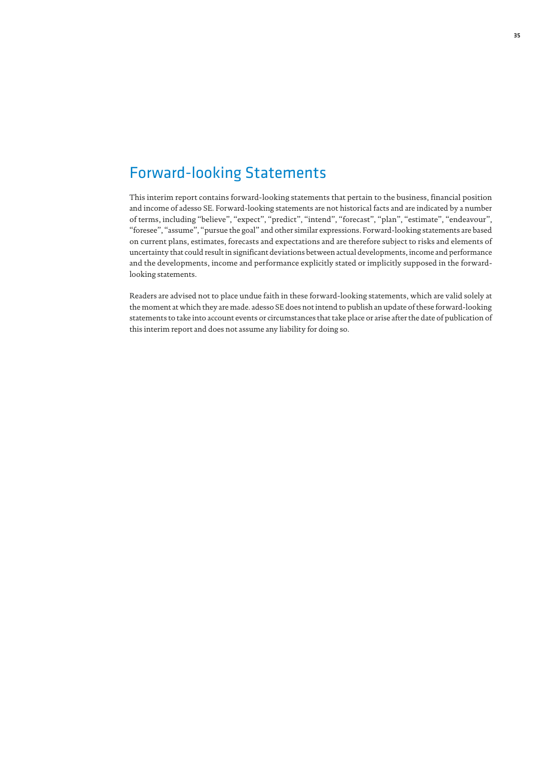# Forward-looking Statements

This interim report contains forward-looking statements that pertain to the business, financial position and income of adesso SE. Forward-looking statements are not historical facts and are indicated by a number of terms, including "believe", "expect", "predict", "intend", "forecast", "plan", "estimate", "endeavour", "foresee", "assume", "pursue the goal" and other similar expressions. Forward-looking statements are based on current plans, estimates, forecasts and expectations and are therefore subject to risks and elements of uncertainty that could result in significant deviations between actual developments, income and performance and the developments, income and performance explicitly stated or implicitly supposed in the forward-looking statements.

Readers are advised not to place undue faith in these forward-looking statements, which are valid solely at the moment at which they are made. adesso SE does not intend to publish an update of these forward-looking statements to take into account events or circumstances that take place or arise after the date of publication of this interim report and does not assume any liability for doing so.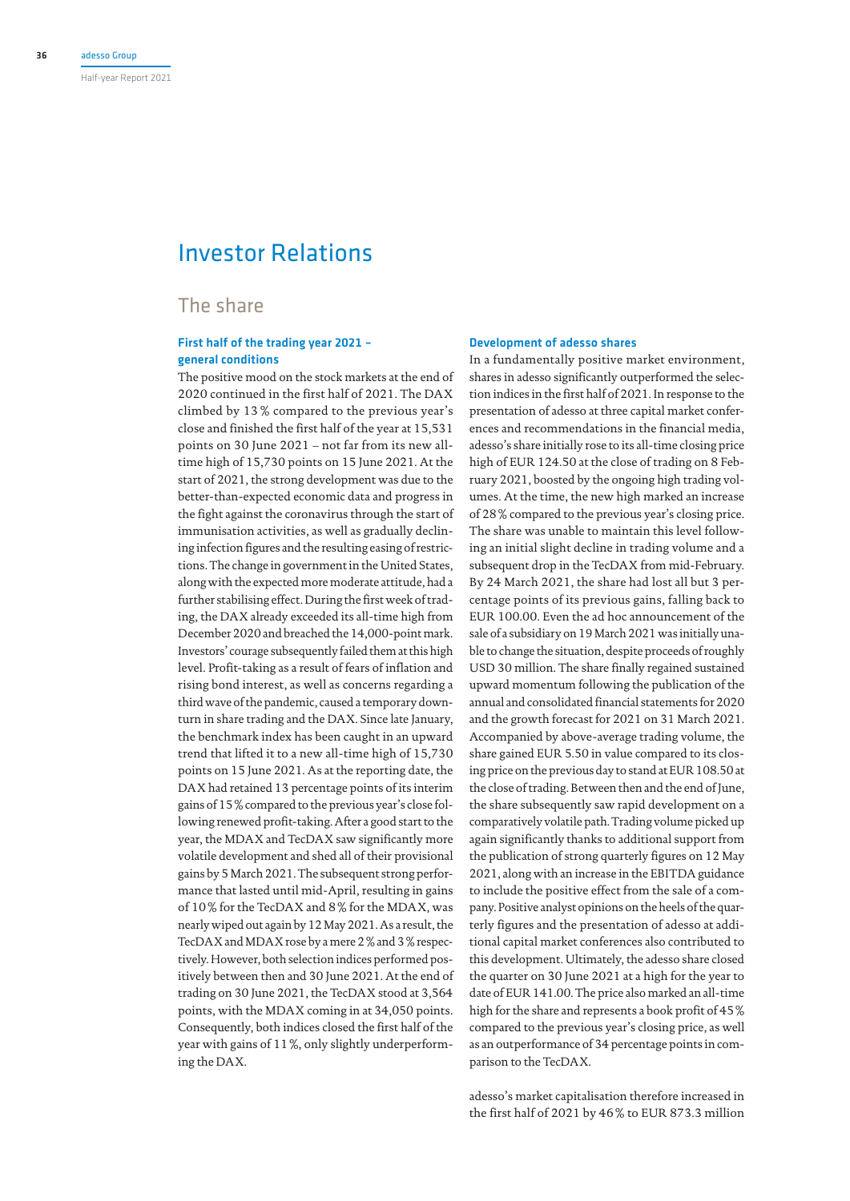# Investor Relations

## The share

### First half of the trading year 2021 – general conditions

The positive mood on the stock markets at the end of 2020 continued in the first half of 2021. The DAX climbed by 13 % compared to the previous year's close and finished the first half of the year at 15,531 points on 30 June 2021 – not far from its new all-time high of 15,730 points on 15 June 2021. At the start of 2021, the strong development was due to the better-than-expected economic data and progress in the fight against the coronavirus through the start of immunisation activities, as well as gradually declining infection figures and the resulting easing of restrictions. The change in government in the United States, along with the expected more moderate attitude, had a further stabilising effect. During the first week of trading, the DAX already exceeded its all-time high from December 2020 and breached the 14,000-point mark. Investors' courage subsequently failed them at this high level. Profit-taking as a result of fears of inflation and rising bond interest, as well as concerns regarding a third wave of the pandemic, caused a temporary downturn in share trading and the DAX. Since late January, the benchmark index has been caught in an upward trend that lifted it to a new all-time high of 15,730 points on 15 June 2021. As at the reporting date, the DAX had retained 13 percentage points of its interim gains of 15 % compared to the previous year's close following renewed profit-taking. After a good start to the year, the MDAX and TecDAX saw significantly more volatile development and shed all of their provisional gains by 5 March 2021. The subsequent strong performance that lasted until mid-April, resulting in gains of 10 % for the TecDAX and 8 % for the MDAX, was nearly wiped out again by 12 May 2021. As a result, the TecDAX and MDAX rose by a mere 2 % and 3 % respectively. However, both selection indices performed positively between then and 30 June 2021. At the end of trading on 30 June 2021, the TecDAX stood at 3,564 points, with the MDAX coming in at 34,050 points. Consequently, both indices closed the first half of the year with gains of 11 %, only slightly underperforming the DAX.

### Development of adesso shares

In a fundamentally positive market environment, shares in adesso significantly outperformed the selection indices in the first half of 2021. In response to the presentation of adesso at three capital market conferences and recommendations in the financial media, adesso's share initially rose to its all-time closing price high of EUR 124.50 at the close of trading on 8 February 2021, boosted by the ongoing high trading volumes. At the time, the new high marked an increase of 28 % compared to the previous year's closing price. The share was unable to maintain this level following an initial slight decline in trading volume and a subsequent drop in the TecDAX from mid-February. By 24 March 2021, the share had lost all but 3 percentage points of its previous gains, falling back to EUR 100.00. Even the ad hoc announcement of the sale of a subsidiary on 19 March 2021 was initially unable to change the situation, despite proceeds of roughly USD 30 million. The share finally regained sustained upward momentum following the publication of the annual and consolidated financial statements for 2020 and the growth forecast for 2021 on 31 March 2021. Accompanied by above-average trading volume, the share gained EUR 5.50 in value compared to its closing price on the previous day to stand at EUR 108.50 at the close of trading. Between then and the end of June, the share subsequently saw rapid development on a comparatively volatile path. Trading volume picked up again significantly thanks to additional support from the publication of strong quarterly figures on 12 May 2021, along with an increase in the EBITDA guidance to include the positive effect from the sale of a company. Positive analyst opinions on the heels of the quarterly figures and the presentation of adesso at additional capital market conferences also contributed to this development. Ultimately, the adesso share closed the quarter on 30 June 2021 at a high for the year to date of EUR 141.00. The price also marked an all-time high for the share and represents a book profit of 45 % compared to the previous year's closing price, as well as an outperformance of 34 percentage points in comparison to the TecDAX.

adesso's market capitalisation therefore increased in the first half of 2021 by 46 % to EUR 873.3 million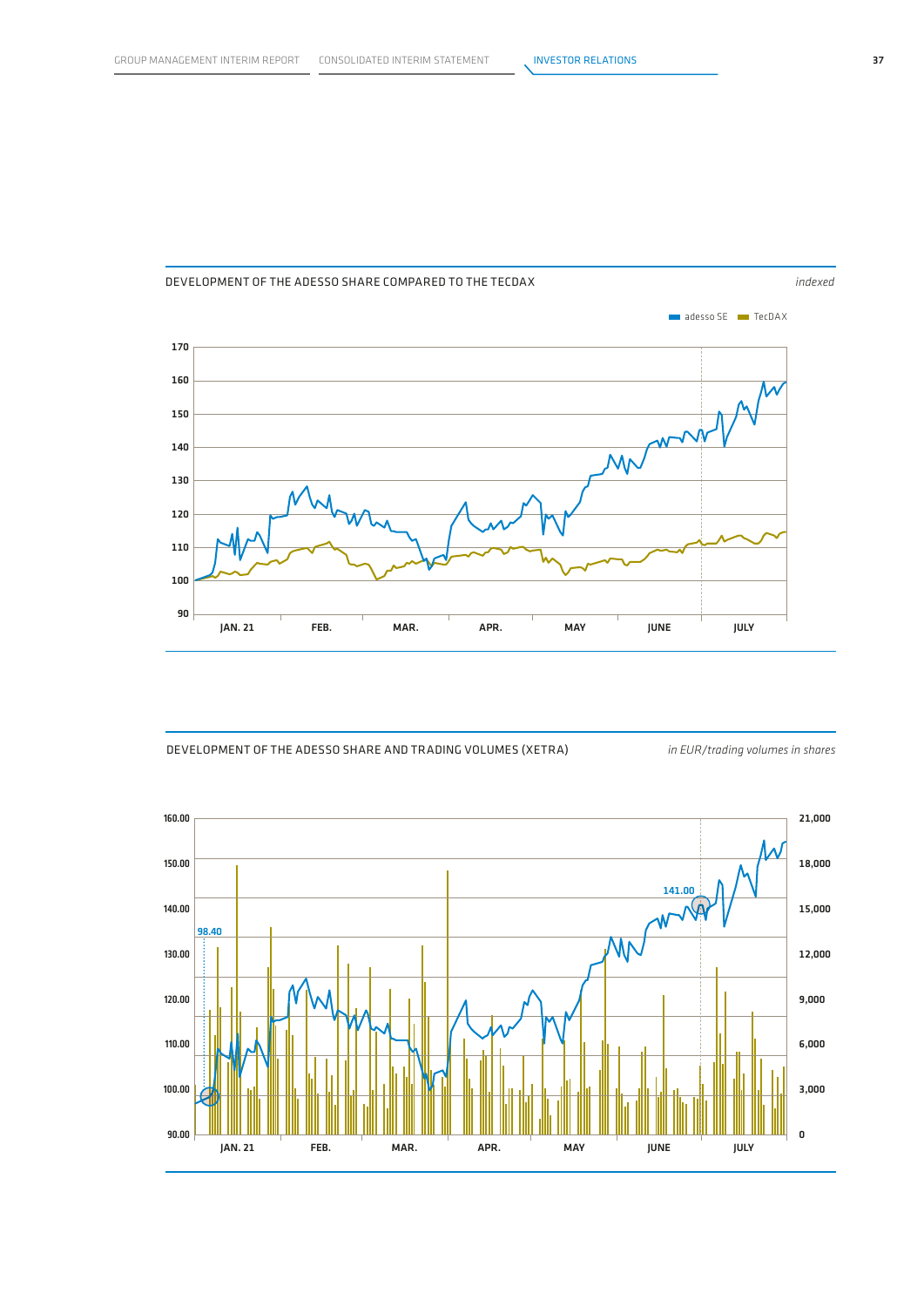DEVELOPMENT OF THE ADESSO SHARE COMPARED TO THE TECDAX *indexed*

adesso SE TecDAX

170
160
150
140
130
120
110
100
90

JAN. 21 FEB. MAR. APR. MAY JUNE JULY

DEVELOPMENT OF THE ADESSO SHARE AND TRADING VOLUMES (XETRA) *in EUR/trading volumes in shares*

160.00 21,000
150.00 18,000
140.00 15,000
130.00 12,000
120.00 9,000
110.00 6,000
100.00 3,000
90.00 0

98.40

141.00

JAN. 21 FEB. MAR. APR. MAY JUNE JULY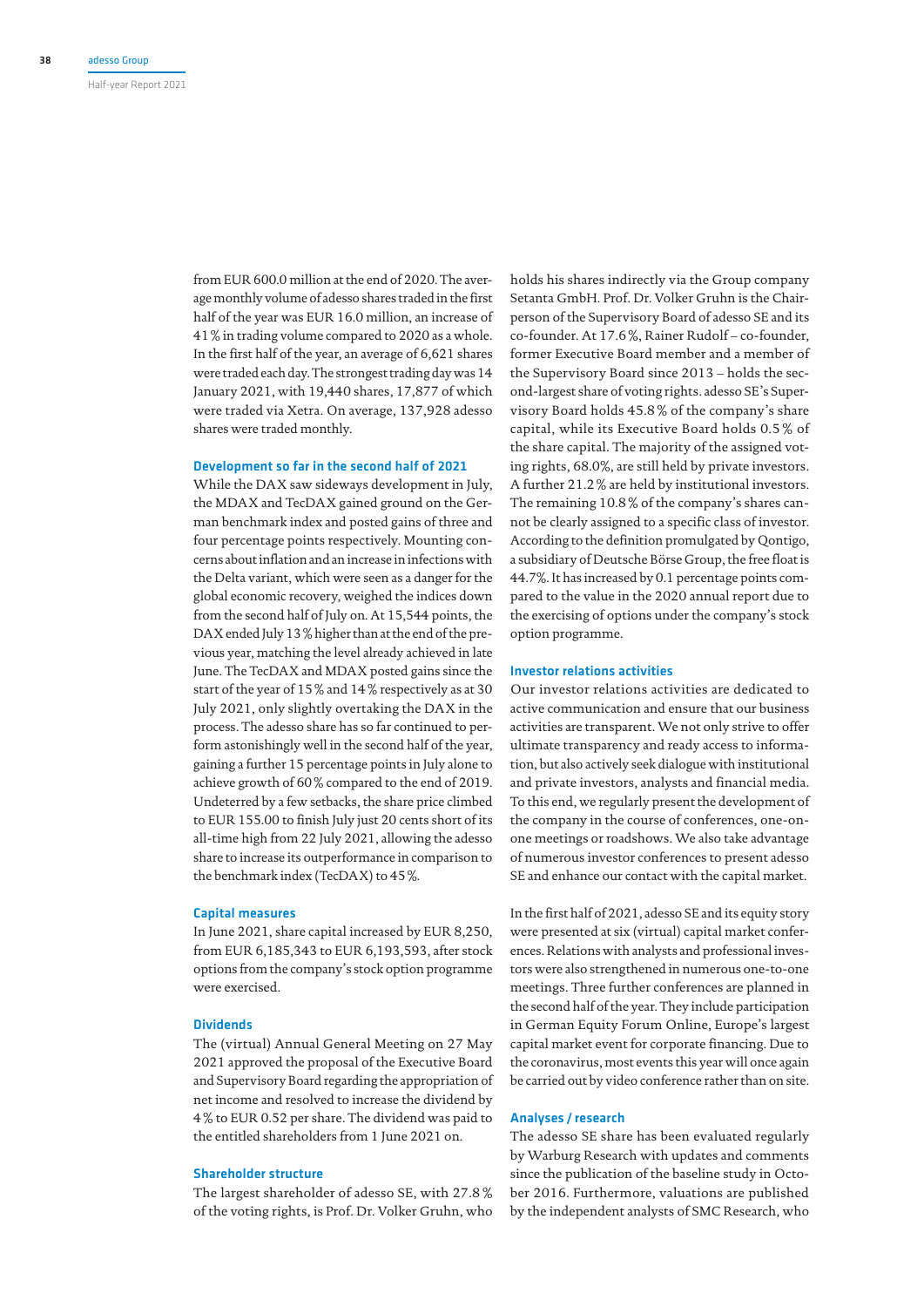from EUR 600.0 million at the end of 2020. The average monthly volume of adesso shares traded in the first half of the year was EUR 16.0 million, an increase of 41 % in trading volume compared to 2020 as a whole. In the first half of the year, an average of 6,621 shares were traded each day. The strongest trading day was 14 January 2021, with 19,440 shares, 17,877 of which were traded via Xetra. On average, 137,928 adesso shares were traded monthly.

### Development so far in the second half of 2021

While the DAX saw sideways development in July, the MDAX and TecDAX gained ground on the German benchmark index and posted gains of three and four percentage points respectively. Mounting concerns about inflation and an increase in infections with the Delta variant, which were seen as a danger for the global economic recovery, weighed the indices down from the second half of July on. At 15,544 points, the DAX ended July 13 % higher than at the end of the previous year, matching the level already achieved in late June. The TecDAX and MDAX posted gains since the start of the year of 15 % and 14 % respectively as at 30 July 2021, only slightly overtaking the DAX in the process. The adesso share has so far continued to perform astonishingly well in the second half of the year, gaining a further 15 percentage points in July alone to achieve growth of 60 % compared to the end of 2019. Undeterred by a few setbacks, the share price climbed to EUR 155.00 to finish July just 20 cents short of its all-time high from 22 July 2021, allowing the adesso share to increase its outperformance in comparison to the benchmark index (TecDAX) to 45 %.

### Capital measures

In June 2021, share capital increased by EUR 8,250, from EUR 6,185,343 to EUR 6,193,593, after stock options from the company's stock option programme were exercised.

### Dividends

The (virtual) Annual General Meeting on 27 May 2021 approved the proposal of the Executive Board and Supervisory Board regarding the appropriation of net income and resolved to increase the dividend by 4 % to EUR 0.52 per share. The dividend was paid to the entitled shareholders from 1 June 2021 on.

### Shareholder structure

The largest shareholder of adesso SE, with 27.8 % of the voting rights, is Prof. Dr. Volker Gruhn, who holds his shares indirectly via the Group company Setanta GmbH. Prof. Dr. Volker Gruhn is the Chairperson of the Supervisory Board of adesso SE and its co-founder. At 17.6 %, Rainer Rudolf – co-founder, former Executive Board member and a member of the Supervisory Board since 2013 – holds the second-largest share of voting rights. adesso SE's Supervisory Board holds 45.8 % of the company's share capital, while its Executive Board holds 0.5 % of the share capital. The majority of the assigned voting rights, 68.0%, are still held by private investors. A further 21.2 % are held by institutional investors. The remaining 10.8 % of the company's shares cannot be clearly assigned to a specific class of investor. According to the definition promulgated by Qontigo, a subsidiary of Deutsche Börse Group, the free float is 44.7%. It has increased by 0.1 percentage points compared to the value in the 2020 annual report due to the exercising of options under the company's stock option programme.

### Investor relations activities

Our investor relations activities are dedicated to active communication and ensure that our business activities are transparent. We not only strive to offer ultimate transparency and ready access to information, but also actively seek dialogue with institutional and private investors, analysts and financial media. To this end, we regularly present the development of the company in the course of conferences, one-on-one meetings or roadshows. We also take advantage of numerous investor conferences to present adesso SE and enhance our contact with the capital market.

In the first half of 2021, adesso SE and its equity story were presented at six (virtual) capital market conferences. Relations with analysts and professional investors were also strengthened in numerous one-to-one meetings. Three further conferences are planned in the second half of the year. They include participation in German Equity Forum Online, Europe's largest capital market event for corporate financing. Due to the coronavirus, most events this year will once again be carried out by video conference rather than on site.

### Analyses / research

The adesso SE share has been evaluated regularly by Warburg Research with updates and comments since the publication of the baseline study in October 2016. Furthermore, valuations are published by the independent analysts of SMC Research, who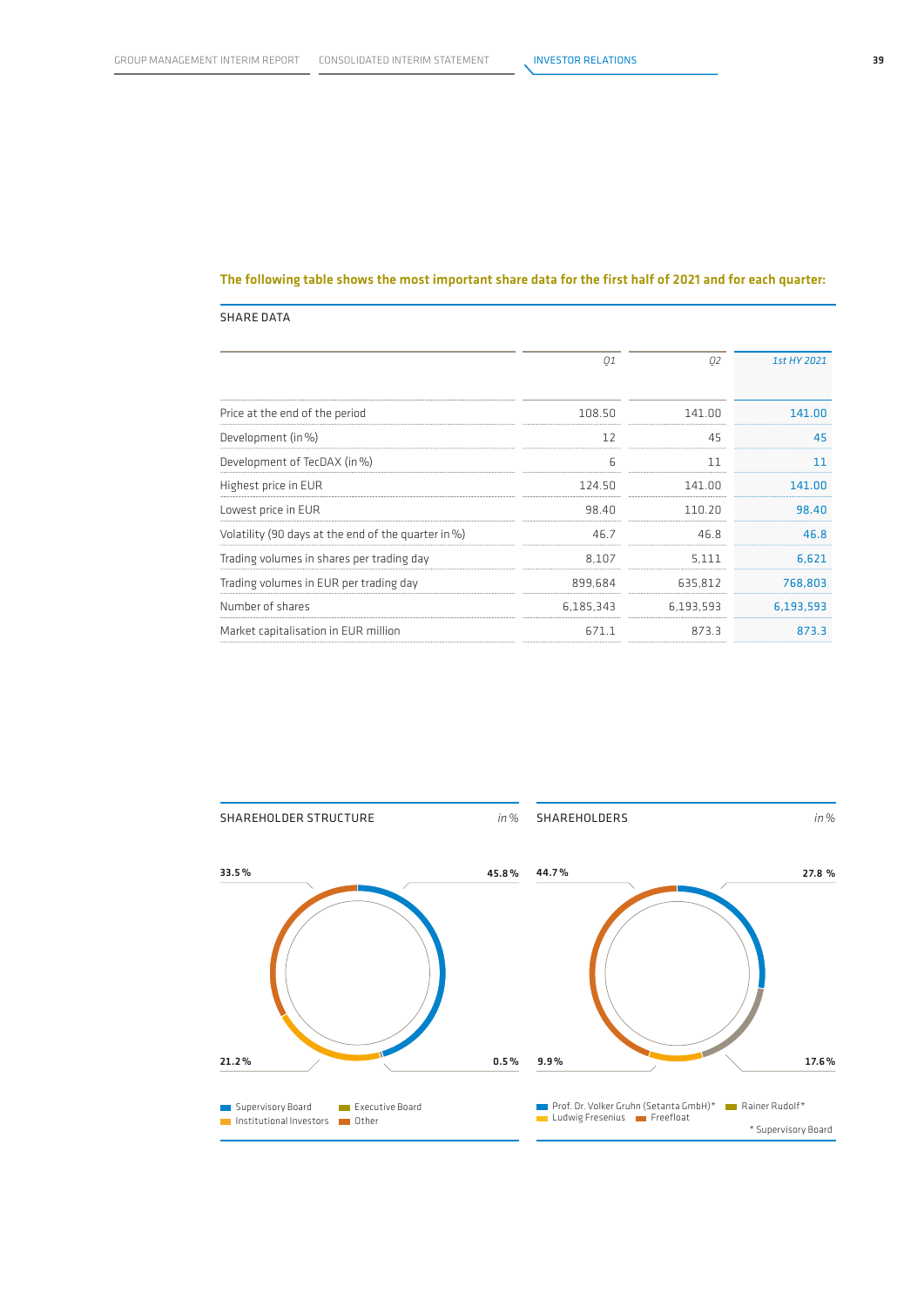**The following table shows the most important share data for the first half of 2021 and for each quarter:**

SHARE DATA

| | Q1 | Q2 | 1st HY 2021 |
|---|---|---|---|
| Price at the end of the period | 108.50 | 141.00 | 141.00 |
| Development (in %) | 12 | 45 | 45 |
| Development of TecDAX (in %) | 6 | 11 | 11 |
| Highest price in EUR | 124.50 | 141.00 | 141.00 |
| Lowest price in EUR | 98.40 | 110.20 | 98.40 |
| Volatility (90 days at the end of the quarter in %) | 46.7 | 46.8 | 46.8 |
| Trading volumes in shares per trading day | 8,107 | 5,111 | 6,621 |
| Trading volumes in EUR per trading day | 899,684 | 635,812 | 768,803 |
| Number of shares | 6,185,343 | 6,193,593 | 6,193,593 |
| Market capitalisation in EUR million | 671.1 | 873.3 | 873.3 |

SHAREHOLDER STRUCTURE *in %*

33.5 %
45.8 %
21.2 %
0.5 %

Supervisory Board
Executive Board
Institutional Investors
Other

SHAREHOLDERS *in %*

44.7 %
27.8 %
9.9 %
17.6 %

Prof. Dr. Volker Gruhn (Setanta GmbH)*
Rainer Rudolf*
Ludwig Fresenius
Freefloat

* Supervisory Board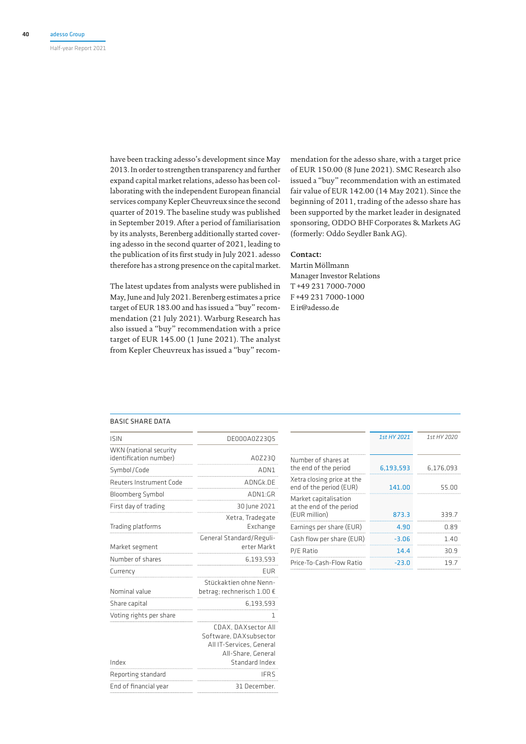have been tracking adesso's development since May 2013. In order to strengthen transparency and further expand capital market relations, adesso has been collaborating with the independent European financial services company Kepler Cheuvreux since the second quarter of 2019. The baseline study was published in September 2019. After a period of familiarisation by its analysts, Berenberg additionally started covering adesso in the second quarter of 2021, leading to the publication of its first study in July 2021. adesso therefore has a strong presence on the capital market.

The latest updates from analysts were published in May, June and July 2021. Berenberg estimates a price target of EUR 183.00 and has issued a "buy" recommendation (21 July 2021). Warburg Research has also issued a "buy" recommendation with a price target of EUR 145.00 (1 June 2021). The analyst from Kepler Cheuvreux has issued a "buy" recommendation for the adesso share, with a target price of EUR 150.00 (8 June 2021). SMC Research also issued a "buy" recommendation with an estimated fair value of EUR 142.00 (14 May 2021). Since the beginning of 2011, trading of the adesso share has been supported by the market leader in designated sponsoring, ODDO BHF Corporates & Markets AG (formerly: Oddo Seydler Bank AG).

**Contact:**
Martin Möllmann
Manager Investor Relations
T +49 231 7000-7000
F +49 231 7000-1000
E ir@adesso.de

## BASIC SHARE DATA

| | |
|---|---|
| ISIN | DE000A0Z23Q5 |
| WKN (national security identification number) | A0Z23Q |
| Symbol/Code | ADN1 |
| Reuters Instrument Code | ADNGk.DE |
| Bloomberg Symbol | ADN1:GR |
| First day of trading | 30 June 2021 |
| Trading platforms | Xetra, Tradegate Exchange |
| Market segment | General Standard/Regulierter Markt |
| Number of shares | 6,193,593 |
| Currency | EUR |
| Nominal value | Stückaktien ohne Nennbetrag; rechnerisch 1.00 € |
| Share capital | 6,193,593 |
| Voting rights per share | 1 |
| Index | CDAX, DAXsector All Software, DAXsubsector All IT-Services, General All-Share, General Standard Index |
| Reporting standard | IFRS |
| End of financial year | 31 December. |

| | *1st HY 2021* | *1st HY 2020* |
|---|---|---|
| Number of shares at the end of the period | 6,193,593 | 6,176,093 |
| Xetra closing price at the end of the period (EUR) | 141.00 | 55.00 |
| Market capitalisation at the end of the period (EUR million) | 873.3 | 339.7 |
| Earnings per share (EUR) | 4.90 | 0.89 |
| Cash flow per share (EUR) | -3.06 | 1.40 |
| P/E Ratio | 14.4 | 30.9 |
| Price-To-Cash-Flow Ratio | -23.0 | 19.7 |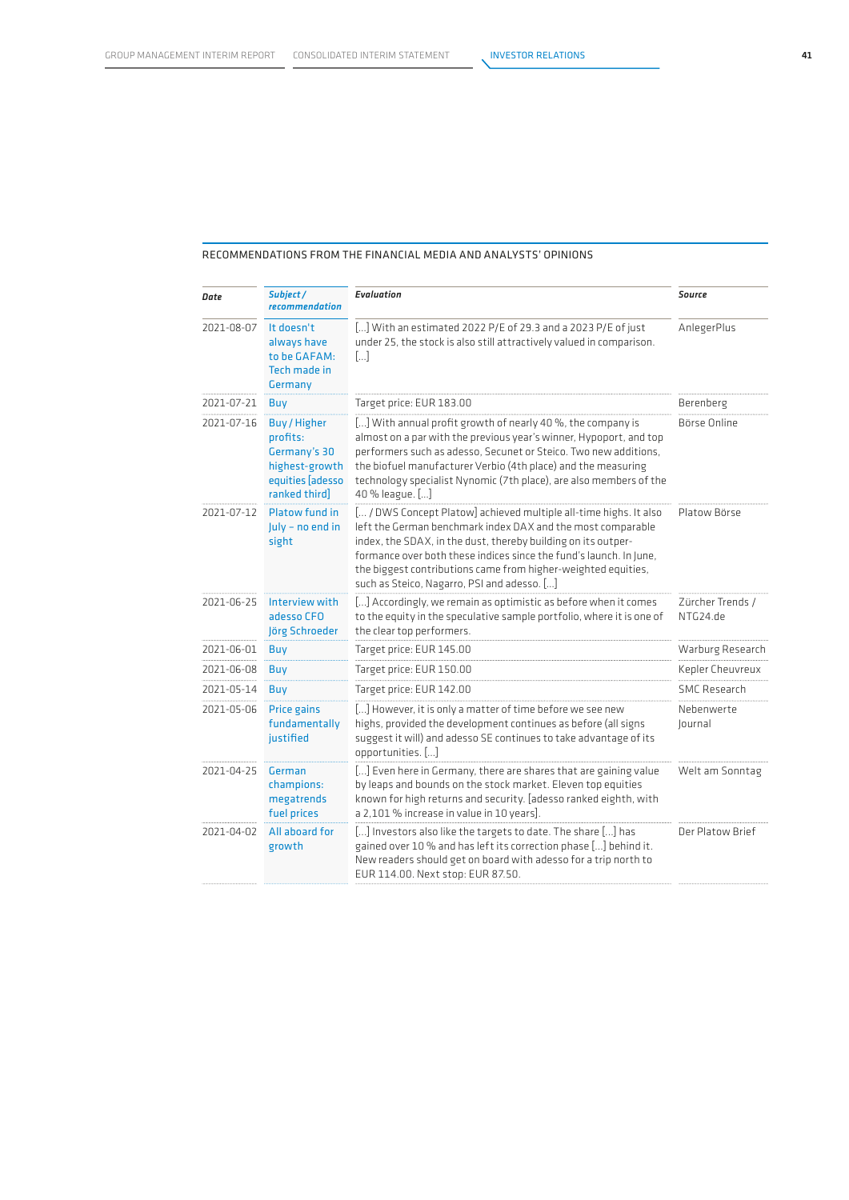## RECOMMENDATIONS FROM THE FINANCIAL MEDIA AND ANALYSTS' OPINIONS

| *Date* | *Subject / recommendation* | *Evaluation* | *Source* |
|---|---|---|---|
| 2021-08-07 | It doesn't always have to be GAFAM: Tech made in Germany | […] With an estimated 2022 P/E of 29.3 and a 2023 P/E of just under 25, the stock is also still attractively valued in comparison. […] | AnlegerPlus |
| 2021-07-21 | Buy | Target price: EUR 183.00 | Berenberg |
| 2021-07-16 | Buy / Higher profits: Germany's 30 highest-growth equities [adesso ranked third] | […] With annual profit growth of nearly 40 %, the company is almost on a par with the previous year's winner, Hypoport, and top performers such as adesso, Secunet or Steico. Two new additions, the biofuel manufacturer Verbio (4th place) and the measuring technology specialist Nynomic (7th place), are also members of the 40 % league. […] | Börse Online |
| 2021-07-12 | Platow fund in July – no end in sight | [… / DWS Concept Platow] achieved multiple all-time highs. It also left the German benchmark index DAX and the most comparable index, the SDAX, in the dust, thereby building on its outperformance over both these indices since the fund's launch. In June, the biggest contributions came from higher-weighted equities, such as Steico, Nagarro, PSI and adesso. […] | Platow Börse |
| 2021-06-25 | Interview with adesso CFO Jörg Schroeder | […] Accordingly, we remain as optimistic as before when it comes to the equity in the speculative sample portfolio, where it is one of the clear top performers. | Zürcher Trends / NTG24.de |
| 2021-06-01 | Buy | Target price: EUR 145.00 | Warburg Research |
| 2021-06-08 | Buy | Target price: EUR 150.00 | Kepler Cheuvreux |
| 2021-05-14 | Buy | Target price: EUR 142.00 | SMC Research |
| 2021-05-06 | Price gains fundamentally justified | […] However, it is only a matter of time before we see new highs, provided the development continues as before (all signs suggest it will) and adesso SE continues to take advantage of its opportunities. […] | Nebenwerte Journal |
| 2021-04-25 | German champions: megatrends fuel prices | […] Even here in Germany, there are shares that are gaining value by leaps and bounds on the stock market. Eleven top equities known for high returns and security. [adesso ranked eighth, with a 2,101 % increase in value in 10 years]. | Welt am Sonntag |
| 2021-04-02 | All aboard for growth | […] Investors also like the targets to date. The share […] has gained over 10 % and has left its correction phase […] behind it. New readers should get on board with adesso for a trip north to EUR 114.00. Next stop: EUR 87.50. | Der Platow Brief |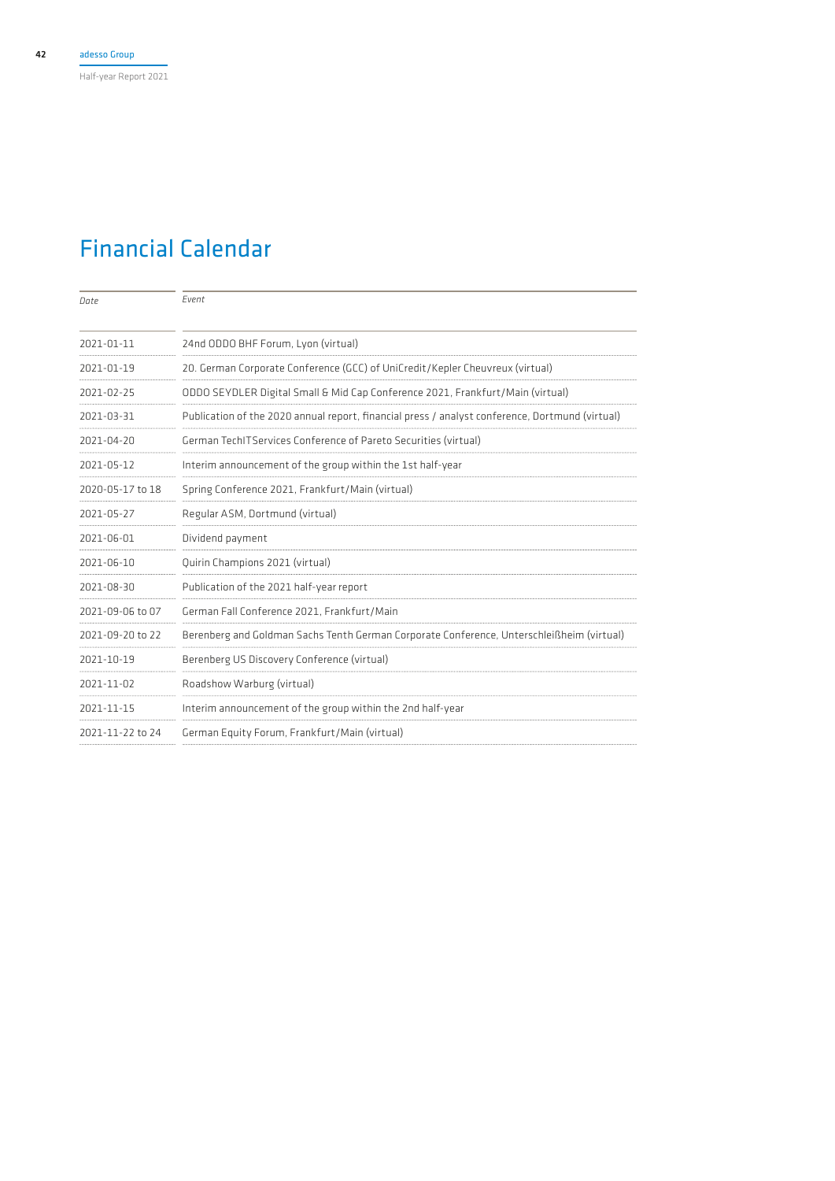# Financial Calendar

| *Date* | *Event* |
|---|---|
| 2021-01-11 | 24nd ODDO BHF Forum, Lyon (virtual) |
| 2021-01-19 | 20. German Corporate Conference (GCC) of UniCredit/Kepler Cheuvreux (virtual) |
| 2021-02-25 | ODDO SEYDLER Digital Small & Mid Cap Conference 2021, Frankfurt/Main (virtual) |
| 2021-03-31 | Publication of the 2020 annual report, financial press / analyst conference, Dortmund (virtual) |
| 2021-04-20 | German TechITServices Conference of Pareto Securities (virtual) |
| 2021-05-12 | Interim announcement of the group within the 1st half-year |
| 2020-05-17 to 18 | Spring Conference 2021, Frankfurt/Main (virtual) |
| 2021-05-27 | Regular ASM, Dortmund (virtual) |
| 2021-06-01 | Dividend payment |
| 2021-06-10 | Quirin Champions 2021 (virtual) |
| 2021-08-30 | Publication of the 2021 half-year report |
| 2021-09-06 to 07 | German Fall Conference 2021, Frankfurt/Main |
| 2021-09-20 to 22 | Berenberg and Goldman Sachs Tenth German Corporate Conference, Unterschleißheim (virtual) |
| 2021-10-19 | Berenberg US Discovery Conference (virtual) |
| 2021-11-02 | Roadshow Warburg (virtual) |
| 2021-11-15 | Interim announcement of the group within the 2nd half-year |
| 2021-11-22 to 24 | German Equity Forum, Frankfurt/Main (virtual) |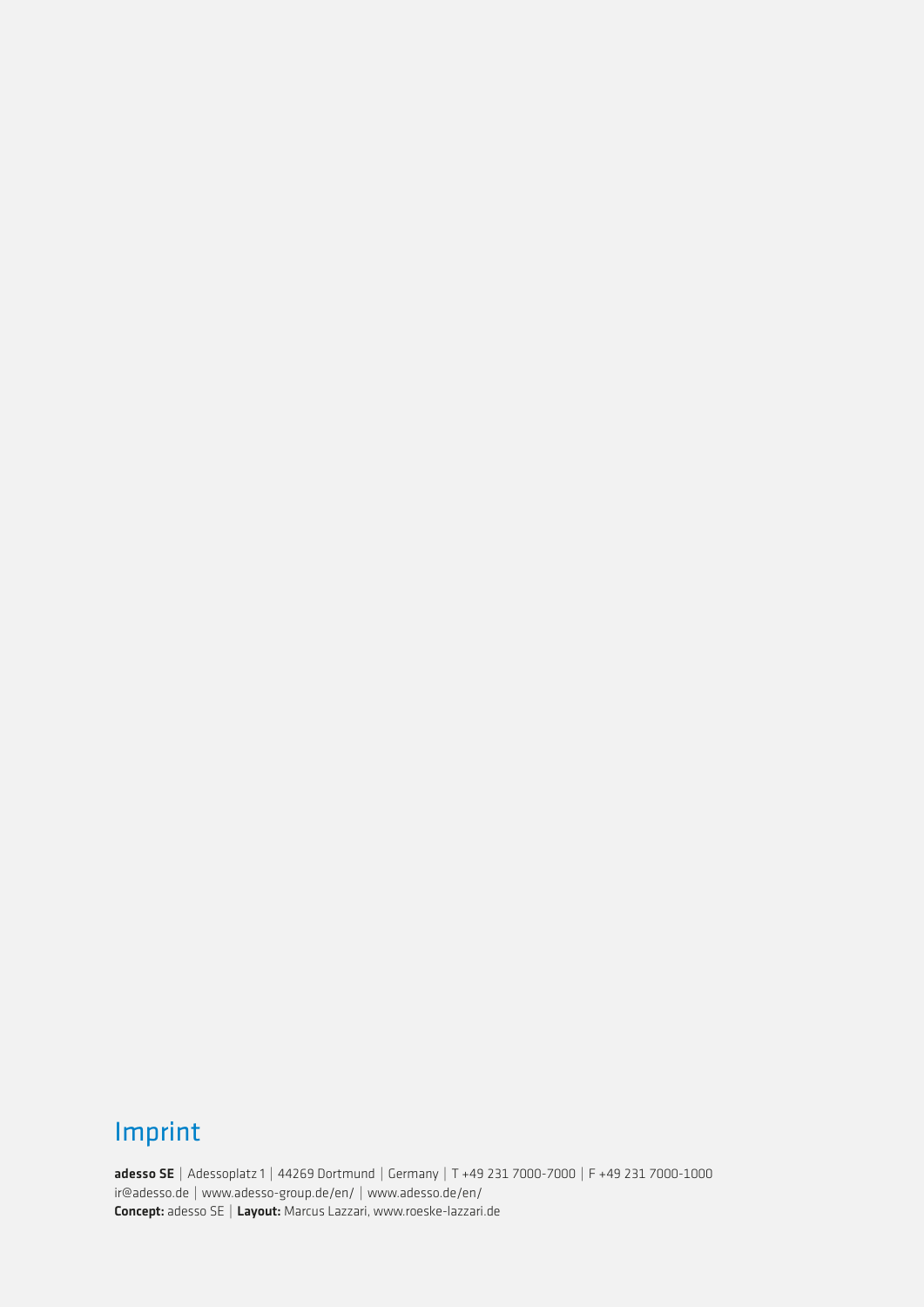## Imprint

**adesso SE** | Adessoplatz 1 | 44269 Dortmund | Germany | T +49 231 7000-7000 | F +49 231 7000-1000
ir@adesso.de | www.adesso-group.de/en/ | www.adesso.de/en/
**Concept:** adesso SE | **Layout:** Marcus Lazzari, www.roeske-lazzari.de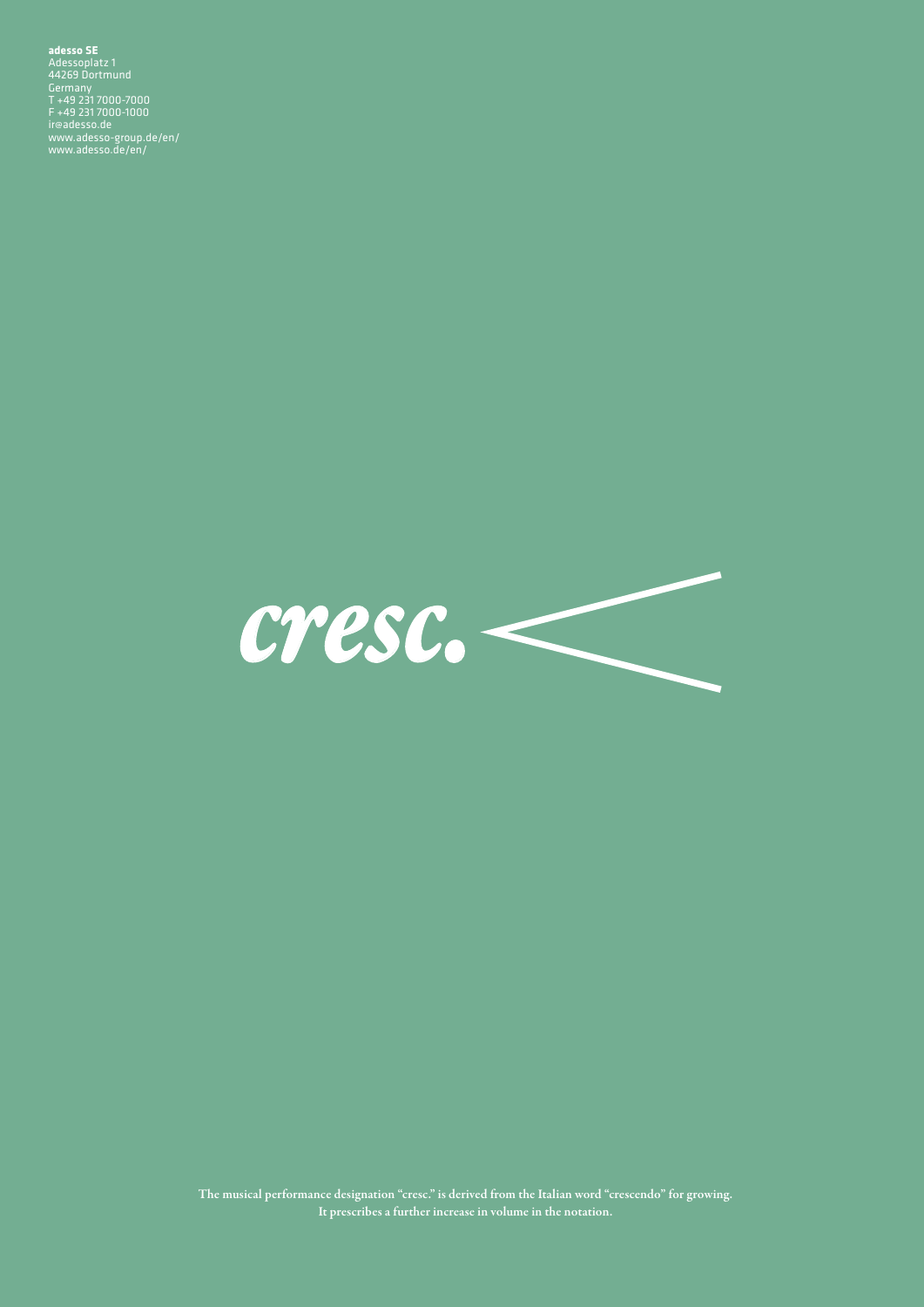**adesso SE**
Adessoplatz 1
44269 Dortmund
Germany
T +49 231 7000-7000
F +49 231 7000-1000
ir@adesso.de
www.adesso-group.de/en/
www.adesso.de/en/

*cresc.*

The musical performance designation “cresc.” is derived from the Italian word “crescendo” for growing. It prescribes a further increase in volume in the notation.